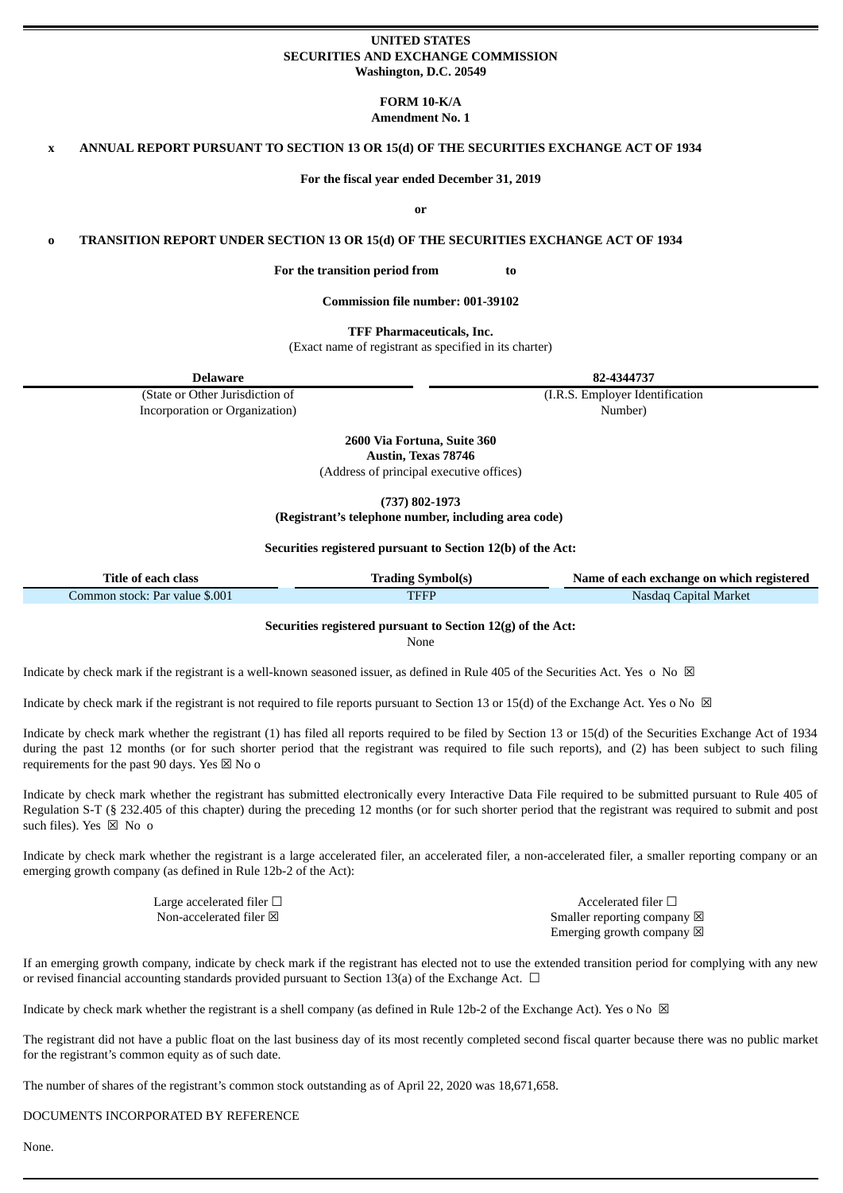**UNITED STATES**
**SECURITIES AND EXCHANGE COMMISSION**
**Washington, D.C. 20549**

**FORM 10-K/A**
**Amendment No. 1**

**x ANNUAL REPORT PURSUANT TO SECTION 13 OR 15(d) OF THE SECURITIES EXCHANGE ACT OF 1934**

**For the fiscal year ended December 31, 2019**

**or**

**o TRANSITION REPORT UNDER SECTION 13 OR 15(d) OF THE SECURITIES EXCHANGE ACT OF 1934**

**For the transition period from to**

**Commission file number: 001-39102**

**TFF Pharmaceuticals, Inc.**
(Exact name of registrant as specified in its charter)

| **Delaware** | **82-4344737** |
|---|---|
| (State or Other Jurisdiction of Incorporation or Organization) | (I.R.S. Employer Identification Number) |

**2600 Via Fortuna, Suite 360**
**Austin, Texas 78746**
(Address of principal executive offices)

**(737) 802-1973**
**(Registrant's telephone number, including area code)**

**Securities registered pursuant to Section 12(b) of the Act:**

| Title of each class | Trading Symbol(s) | Name of each exchange on which registered |
|---|---|---|
| Common stock: Par value $.001 | TFFP | Nasdaq Capital Market |

**Securities registered pursuant to Section 12(g) of the Act:**
None

Indicate by check mark if the registrant is a well-known seasoned issuer, as defined in Rule 405 of the Securities Act. Yes o No ☒

Indicate by check mark if the registrant is not required to file reports pursuant to Section 13 or 15(d) of the Exchange Act. Yes o No ☒

Indicate by check mark whether the registrant (1) has filed all reports required to be filed by Section 13 or 15(d) of the Securities Exchange Act of 1934 during the past 12 months (or for such shorter period that the registrant was required to file such reports), and (2) has been subject to such filing requirements for the past 90 days. Yes ☒ No o

Indicate by check mark whether the registrant has submitted electronically every Interactive Data File required to be submitted pursuant to Rule 405 of Regulation S-T (§ 232.405 of this chapter) during the preceding 12 months (or for such shorter period that the registrant was required to submit and post such files). Yes ☒ No o

Indicate by check mark whether the registrant is a large accelerated filer, an accelerated filer, a non-accelerated filer, a smaller reporting company or an emerging growth company (as defined in Rule 12b-2 of the Act):

| | |
|---|---|
| Large accelerated filer ☐ | Accelerated filer ☐ |
| Non-accelerated filer ☒ | Smaller reporting company ☒ |
| | Emerging growth company ☒ |

If an emerging growth company, indicate by check mark if the registrant has elected not to use the extended transition period for complying with any new or revised financial accounting standards provided pursuant to Section 13(a) of the Exchange Act. ☐

Indicate by check mark whether the registrant is a shell company (as defined in Rule 12b-2 of the Exchange Act). Yes o No ☒

The registrant did not have a public float on the last business day of its most recently completed second fiscal quarter because there was no public market for the registrant's common equity as of such date.

The number of shares of the registrant's common stock outstanding as of April 22, 2020 was 18,671,658.

DOCUMENTS INCORPORATED BY REFERENCE

None.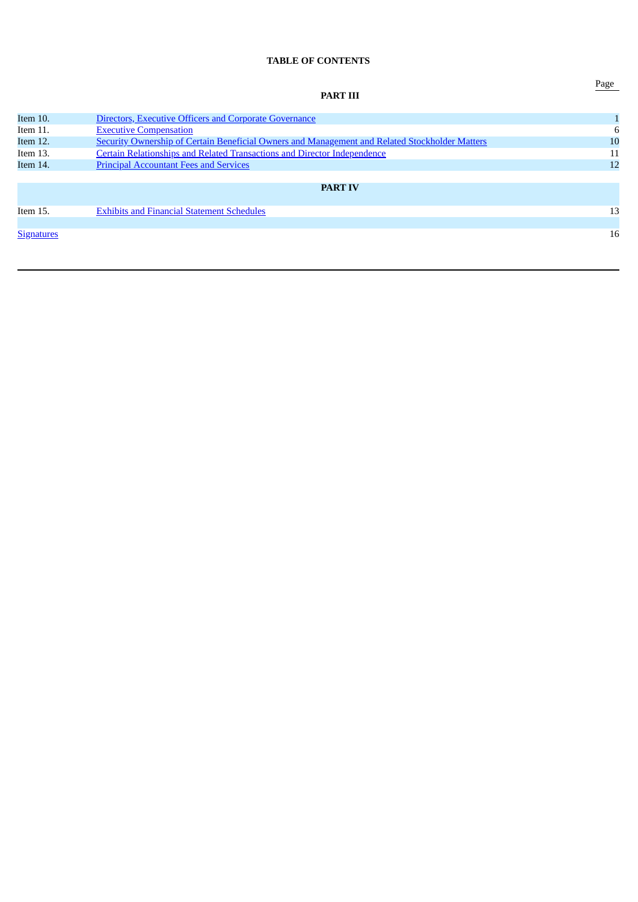**TABLE OF CONTENTS**

| | | Page |
|---|---|---|
| | **PART III** | |
| Item 10. | Directors, Executive Officers and Corporate Governance | 1 |
| Item 11. | Executive Compensation | 6 |
| Item 12. | Security Ownership of Certain Beneficial Owners and Management and Related Stockholder Matters | 10 |
| Item 13. | Certain Relationships and Related Transactions and Director Independence | 11 |
| Item 14. | Principal Accountant Fees and Services | 12 |
| | **PART IV** | |
| Item 15. | Exhibits and Financial Statement Schedules | 13 |
| Signatures | | 16 |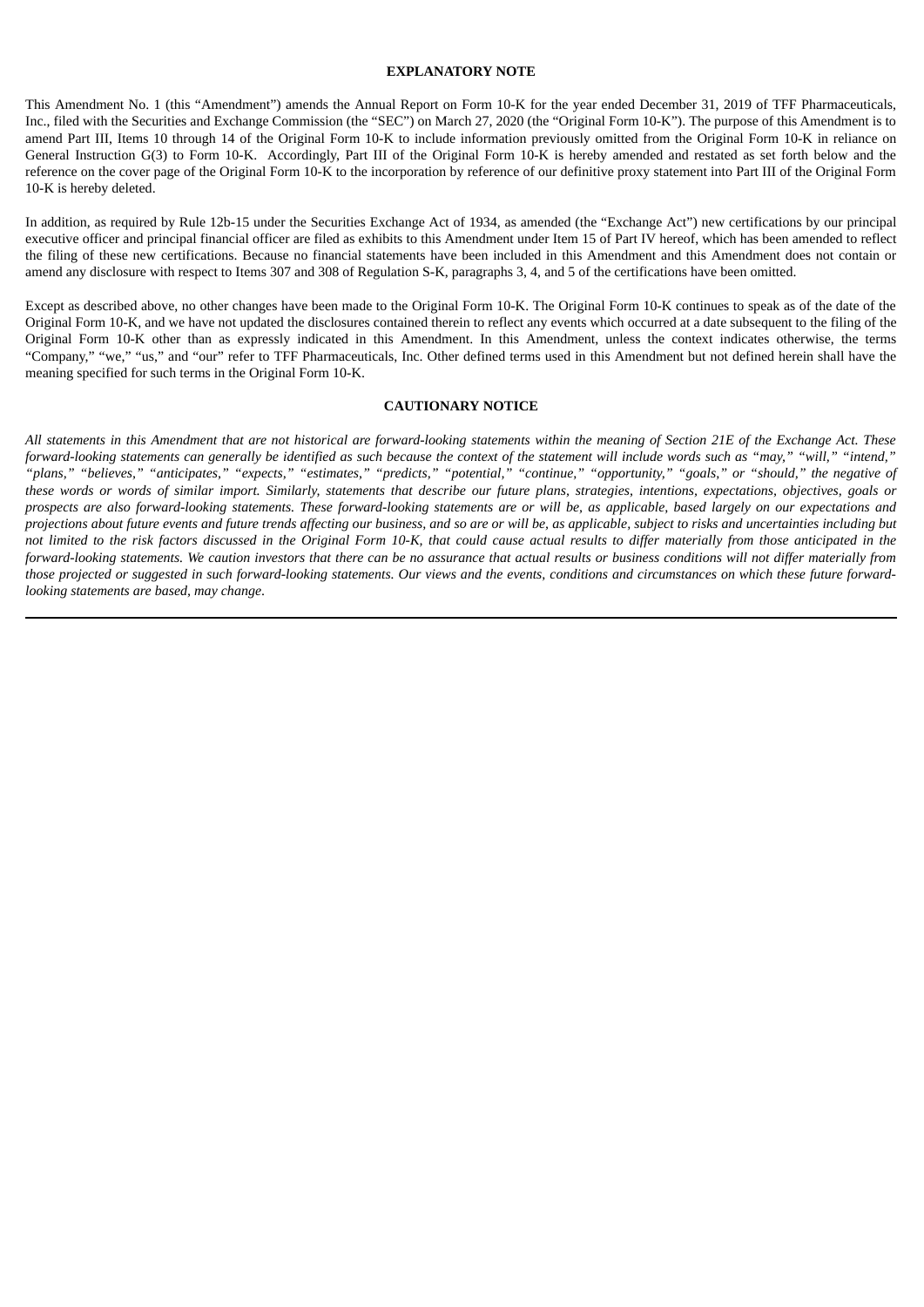## EXPLANATORY NOTE

This Amendment No. 1 (this "Amendment") amends the Annual Report on Form 10-K for the year ended December 31, 2019 of TFF Pharmaceuticals, Inc., filed with the Securities and Exchange Commission (the "SEC") on March 27, 2020 (the "Original Form 10-K"). The purpose of this Amendment is to amend Part III, Items 10 through 14 of the Original Form 10-K to include information previously omitted from the Original Form 10-K in reliance on General Instruction G(3) to Form 10-K. Accordingly, Part III of the Original Form 10-K is hereby amended and restated as set forth below and the reference on the cover page of the Original Form 10-K to the incorporation by reference of our definitive proxy statement into Part III of the Original Form 10-K is hereby deleted.

In addition, as required by Rule 12b-15 under the Securities Exchange Act of 1934, as amended (the "Exchange Act") new certifications by our principal executive officer and principal financial officer are filed as exhibits to this Amendment under Item 15 of Part IV hereof, which has been amended to reflect the filing of these new certifications. Because no financial statements have been included in this Amendment and this Amendment does not contain or amend any disclosure with respect to Items 307 and 308 of Regulation S-K, paragraphs 3, 4, and 5 of the certifications have been omitted.

Except as described above, no other changes have been made to the Original Form 10-K. The Original Form 10-K continues to speak as of the date of the Original Form 10-K, and we have not updated the disclosures contained therein to reflect any events which occurred at a date subsequent to the filing of the Original Form 10-K other than as expressly indicated in this Amendment. In this Amendment, unless the context indicates otherwise, the terms "Company," "we," "us," and "our" refer to TFF Pharmaceuticals, Inc. Other defined terms used in this Amendment but not defined herein shall have the meaning specified for such terms in the Original Form 10-K.

## CAUTIONARY NOTICE

*All statements in this Amendment that are not historical are forward-looking statements within the meaning of Section 21E of the Exchange Act. These forward-looking statements can generally be identified as such because the context of the statement will include words such as "may," "will," "intend," "plans," "believes," "anticipates," "expects," "estimates," "predicts," "potential," "continue," "opportunity," "goals," or "should," the negative of these words or words of similar import. Similarly, statements that describe our future plans, strategies, intentions, expectations, objectives, goals or prospects are also forward-looking statements. These forward-looking statements are or will be, as applicable, based largely on our expectations and projections about future events and future trends affecting our business, and so are or will be, as applicable, subject to risks and uncertainties including but not limited to the risk factors discussed in the Original Form 10-K, that could cause actual results to differ materially from those anticipated in the forward-looking statements. We caution investors that there can be no assurance that actual results or business conditions will not differ materially from those projected or suggested in such forward-looking statements. Our views and the events, conditions and circumstances on which these future forward-looking statements are based, may change.*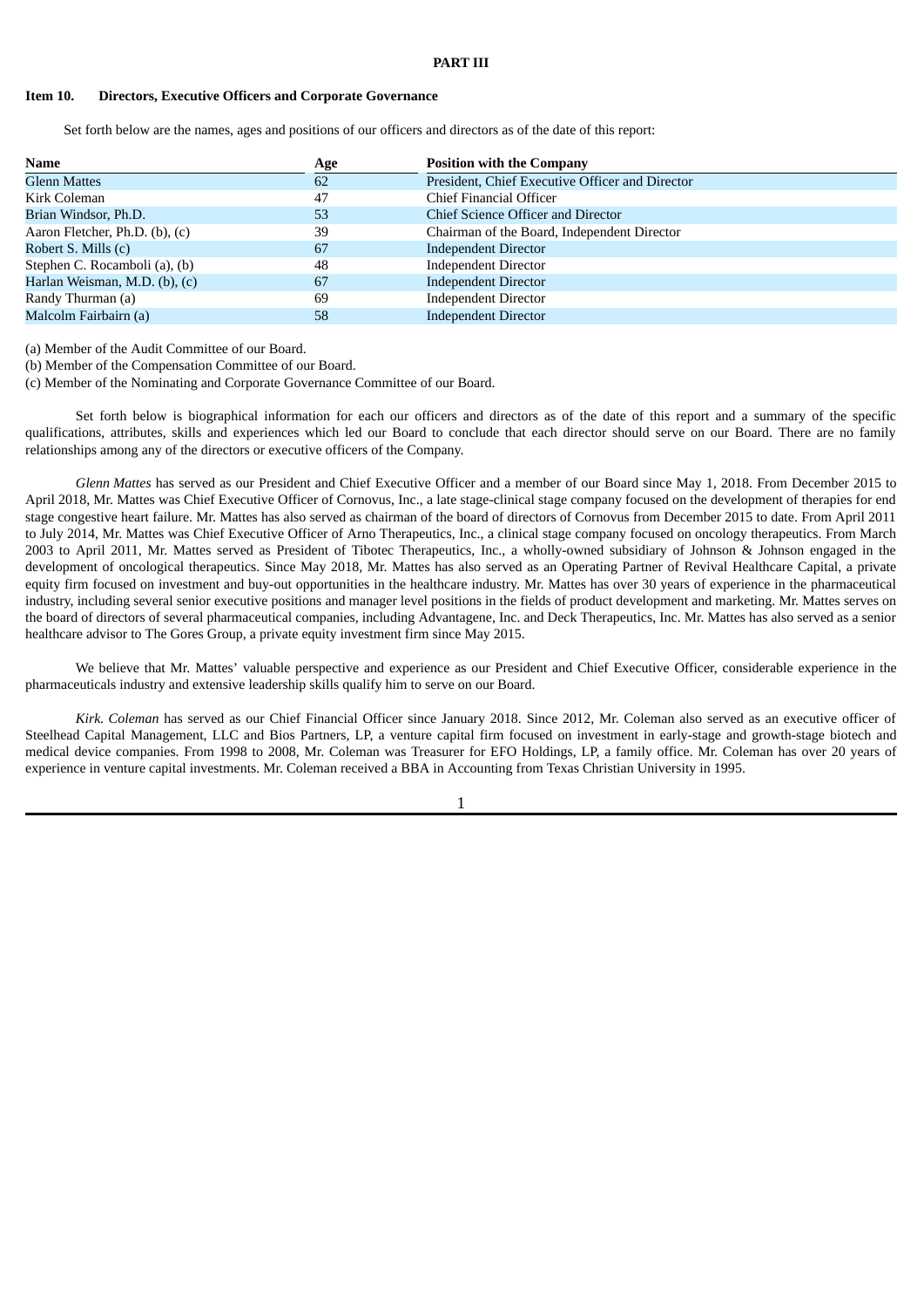## PART III

### Item 10. Directors, Executive Officers and Corporate Governance

Set forth below are the names, ages and positions of our officers and directors as of the date of this report:

| Name | Age | Position with the Company |
|---|---|---|
| Glenn Mattes | 62 | President, Chief Executive Officer and Director |
| Kirk Coleman | 47 | Chief Financial Officer |
| Brian Windsor, Ph.D. | 53 | Chief Science Officer and Director |
| Aaron Fletcher, Ph.D. (b), (c) | 39 | Chairman of the Board, Independent Director |
| Robert S. Mills (c) | 67 | Independent Director |
| Stephen C. Rocamboli (a), (b) | 48 | Independent Director |
| Harlan Weisman, M.D. (b), (c) | 67 | Independent Director |
| Randy Thurman (a) | 69 | Independent Director |
| Malcolm Fairbairn (a) | 58 | Independent Director |

(a) Member of the Audit Committee of our Board.

(b) Member of the Compensation Committee of our Board.

(c) Member of the Nominating and Corporate Governance Committee of our Board.

Set forth below is biographical information for each our officers and directors as of the date of this report and a summary of the specific qualifications, attributes, skills and experiences which led our Board to conclude that each director should serve on our Board. There are no family relationships among any of the directors or executive officers of the Company.

*Glenn Mattes* has served as our President and Chief Executive Officer and a member of our Board since May 1, 2018. From December 2015 to April 2018, Mr. Mattes was Chief Executive Officer of Cornovus, Inc., a late stage-clinical stage company focused on the development of therapies for end stage congestive heart failure. Mr. Mattes has also served as chairman of the board of directors of Cornovus from December 2015 to date. From April 2011 to July 2014, Mr. Mattes was Chief Executive Officer of Arno Therapeutics, Inc., a clinical stage company focused on oncology therapeutics. From March 2003 to April 2011, Mr. Mattes served as President of Tibotec Therapeutics, Inc., a wholly-owned subsidiary of Johnson & Johnson engaged in the development of oncological therapeutics. Since May 2018, Mr. Mattes has also served as an Operating Partner of Revival Healthcare Capital, a private equity firm focused on investment and buy-out opportunities in the healthcare industry. Mr. Mattes has over 30 years of experience in the pharmaceutical industry, including several senior executive positions and manager level positions in the fields of product development and marketing. Mr. Mattes serves on the board of directors of several pharmaceutical companies, including Advantagene, Inc. and Deck Therapeutics, Inc. Mr. Mattes has also served as a senior healthcare advisor to The Gores Group, a private equity investment firm since May 2015.

We believe that Mr. Mattes' valuable perspective and experience as our President and Chief Executive Officer, considerable experience in the pharmaceuticals industry and extensive leadership skills qualify him to serve on our Board.

*Kirk. Coleman* has served as our Chief Financial Officer since January 2018. Since 2012, Mr. Coleman also served as an executive officer of Steelhead Capital Management, LLC and Bios Partners, LP, a venture capital firm focused on investment in early-stage and growth-stage biotech and medical device companies. From 1998 to 2008, Mr. Coleman was Treasurer for EFO Holdings, LP, a family office. Mr. Coleman has over 20 years of experience in venture capital investments. Mr. Coleman received a BBA in Accounting from Texas Christian University in 1995.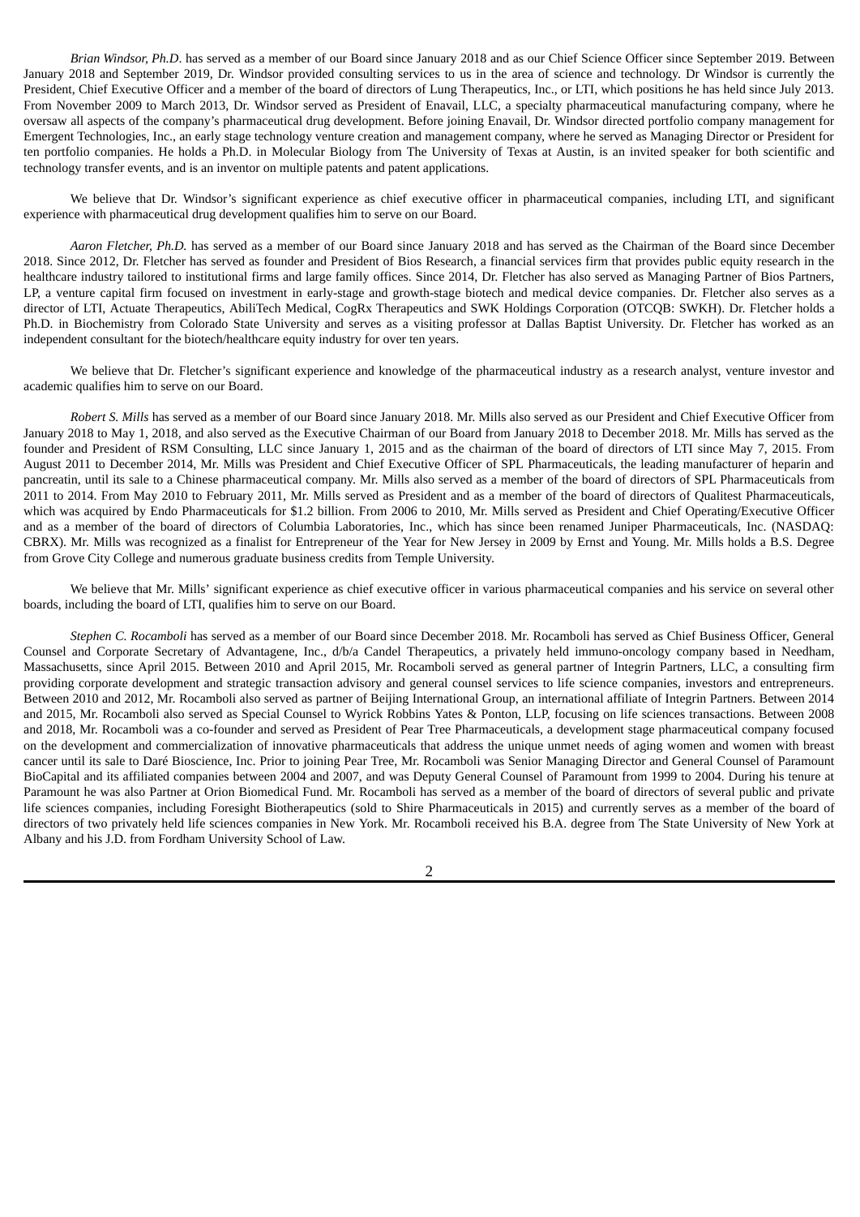*Brian Windsor, Ph.D*. has served as a member of our Board since January 2018 and as our Chief Science Officer since September 2019. Between January 2018 and September 2019, Dr. Windsor provided consulting services to us in the area of science and technology. Dr Windsor is currently the President, Chief Executive Officer and a member of the board of directors of Lung Therapeutics, Inc., or LTI, which positions he has held since July 2013. From November 2009 to March 2013, Dr. Windsor served as President of Enavail, LLC, a specialty pharmaceutical manufacturing company, where he oversaw all aspects of the company's pharmaceutical drug development. Before joining Enavail, Dr. Windsor directed portfolio company management for Emergent Technologies, Inc., an early stage technology venture creation and management company, where he served as Managing Director or President for ten portfolio companies. He holds a Ph.D. in Molecular Biology from The University of Texas at Austin, is an invited speaker for both scientific and technology transfer events, and is an inventor on multiple patents and patent applications.

We believe that Dr. Windsor's significant experience as chief executive officer in pharmaceutical companies, including LTI, and significant experience with pharmaceutical drug development qualifies him to serve on our Board.

*Aaron Fletcher, Ph.D.* has served as a member of our Board since January 2018 and has served as the Chairman of the Board since December 2018. Since 2012, Dr. Fletcher has served as founder and President of Bios Research, a financial services firm that provides public equity research in the healthcare industry tailored to institutional firms and large family offices. Since 2014, Dr. Fletcher has also served as Managing Partner of Bios Partners, LP, a venture capital firm focused on investment in early-stage and growth-stage biotech and medical device companies. Dr. Fletcher also serves as a director of LTI, Actuate Therapeutics, AbiliTech Medical, CogRx Therapeutics and SWK Holdings Corporation (OTCQB: SWKH). Dr. Fletcher holds a Ph.D. in Biochemistry from Colorado State University and serves as a visiting professor at Dallas Baptist University. Dr. Fletcher has worked as an independent consultant for the biotech/healthcare equity industry for over ten years.

We believe that Dr. Fletcher's significant experience and knowledge of the pharmaceutical industry as a research analyst, venture investor and academic qualifies him to serve on our Board.

*Robert S. Mills* has served as a member of our Board since January 2018. Mr. Mills also served as our President and Chief Executive Officer from January 2018 to May 1, 2018, and also served as the Executive Chairman of our Board from January 2018 to December 2018. Mr. Mills has served as the founder and President of RSM Consulting, LLC since January 1, 2015 and as the chairman of the board of directors of LTI since May 7, 2015. From August 2011 to December 2014, Mr. Mills was President and Chief Executive Officer of SPL Pharmaceuticals, the leading manufacturer of heparin and pancreatin, until its sale to a Chinese pharmaceutical company. Mr. Mills also served as a member of the board of directors of SPL Pharmaceuticals from 2011 to 2014. From May 2010 to February 2011, Mr. Mills served as President and as a member of the board of directors of Qualitest Pharmaceuticals, which was acquired by Endo Pharmaceuticals for $1.2 billion. From 2006 to 2010, Mr. Mills served as President and Chief Operating/Executive Officer and as a member of the board of directors of Columbia Laboratories, Inc., which has since been renamed Juniper Pharmaceuticals, Inc. (NASDAQ: CBRX). Mr. Mills was recognized as a finalist for Entrepreneur of the Year for New Jersey in 2009 by Ernst and Young. Mr. Mills holds a B.S. Degree from Grove City College and numerous graduate business credits from Temple University.

We believe that Mr. Mills' significant experience as chief executive officer in various pharmaceutical companies and his service on several other boards, including the board of LTI, qualifies him to serve on our Board.

*Stephen C. Rocamboli* has served as a member of our Board since December 2018. Mr. Rocamboli has served as Chief Business Officer, General Counsel and Corporate Secretary of Advantagene, Inc., d/b/a Candel Therapeutics, a privately held immuno-oncology company based in Needham, Massachusetts, since April 2015. Between 2010 and April 2015, Mr. Rocamboli served as general partner of Integrin Partners, LLC, a consulting firm providing corporate development and strategic transaction advisory and general counsel services to life science companies, investors and entrepreneurs. Between 2010 and 2012, Mr. Rocamboli also served as partner of Beijing International Group, an international affiliate of Integrin Partners. Between 2014 and 2015, Mr. Rocamboli also served as Special Counsel to Wyrick Robbins Yates & Ponton, LLP, focusing on life sciences transactions. Between 2008 and 2018, Mr. Rocamboli was a co-founder and served as President of Pear Tree Pharmaceuticals, a development stage pharmaceutical company focused on the development and commercialization of innovative pharmaceuticals that address the unique unmet needs of aging women and women with breast cancer until its sale to Daré Bioscience, Inc. Prior to joining Pear Tree, Mr. Rocamboli was Senior Managing Director and General Counsel of Paramount BioCapital and its affiliated companies between 2004 and 2007, and was Deputy General Counsel of Paramount from 1999 to 2004. During his tenure at Paramount he was also Partner at Orion Biomedical Fund. Mr. Rocamboli has served as a member of the board of directors of several public and private life sciences companies, including Foresight Biotherapeutics (sold to Shire Pharmaceuticals in 2015) and currently serves as a member of the board of directors of two privately held life sciences companies in New York. Mr. Rocamboli received his B.A. degree from The State University of New York at Albany and his J.D. from Fordham University School of Law.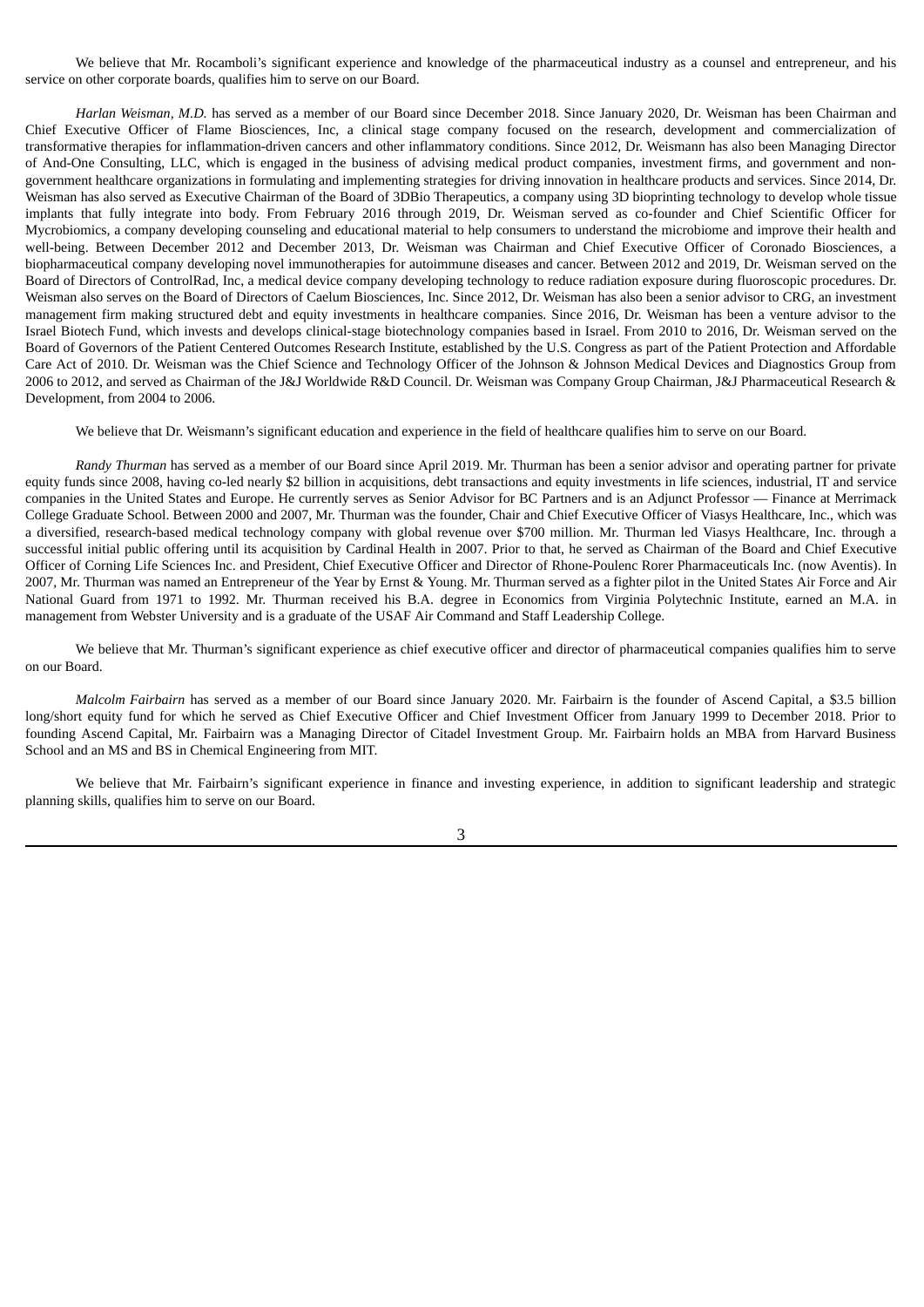We believe that Mr. Rocamboli's significant experience and knowledge of the pharmaceutical industry as a counsel and entrepreneur, and his service on other corporate boards, qualifies him to serve on our Board.

*Harlan Weisman, M.D.* has served as a member of our Board since December 2018. Since January 2020, Dr. Weisman has been Chairman and Chief Executive Officer of Flame Biosciences, Inc, a clinical stage company focused on the research, development and commercialization of transformative therapies for inflammation-driven cancers and other inflammatory conditions. Since 2012, Dr. Weismann has also been Managing Director of And-One Consulting, LLC, which is engaged in the business of advising medical product companies, investment firms, and government and non-government healthcare organizations in formulating and implementing strategies for driving innovation in healthcare products and services. Since 2014, Dr. Weisman has also served as Executive Chairman of the Board of 3DBio Therapeutics, a company using 3D bioprinting technology to develop whole tissue implants that fully integrate into body. From February 2016 through 2019, Dr. Weisman served as co-founder and Chief Scientific Officer for Mycrobiomics, a company developing counseling and educational material to help consumers to understand the microbiome and improve their health and well-being. Between December 2012 and December 2013, Dr. Weisman was Chairman and Chief Executive Officer of Coronado Biosciences, a biopharmaceutical company developing novel immunotherapies for autoimmune diseases and cancer. Between 2012 and 2019, Dr. Weisman served on the Board of Directors of ControlRad, Inc, a medical device company developing technology to reduce radiation exposure during fluoroscopic procedures. Dr. Weisman also serves on the Board of Directors of Caelum Biosciences, Inc. Since 2012, Dr. Weisman has also been a senior advisor to CRG, an investment management firm making structured debt and equity investments in healthcare companies. Since 2016, Dr. Weisman has been a venture advisor to the Israel Biotech Fund, which invests and develops clinical-stage biotechnology companies based in Israel. From 2010 to 2016, Dr. Weisman served on the Board of Governors of the Patient Centered Outcomes Research Institute, established by the U.S. Congress as part of the Patient Protection and Affordable Care Act of 2010. Dr. Weisman was the Chief Science and Technology Officer of the Johnson & Johnson Medical Devices and Diagnostics Group from 2006 to 2012, and served as Chairman of the J&J Worldwide R&D Council. Dr. Weisman was Company Group Chairman, J&J Pharmaceutical Research & Development, from 2004 to 2006.

We believe that Dr. Weismann's significant education and experience in the field of healthcare qualifies him to serve on our Board.

*Randy Thurman* has served as a member of our Board since April 2019. Mr. Thurman has been a senior advisor and operating partner for private equity funds since 2008, having co-led nearly $2 billion in acquisitions, debt transactions and equity investments in life sciences, industrial, IT and service companies in the United States and Europe. He currently serves as Senior Advisor for BC Partners and is an Adjunct Professor — Finance at Merrimack College Graduate School. Between 2000 and 2007, Mr. Thurman was the founder, Chair and Chief Executive Officer of Viasys Healthcare, Inc., which was a diversified, research-based medical technology company with global revenue over $700 million. Mr. Thurman led Viasys Healthcare, Inc. through a successful initial public offering until its acquisition by Cardinal Health in 2007. Prior to that, he served as Chairman of the Board and Chief Executive Officer of Corning Life Sciences Inc. and President, Chief Executive Officer and Director of Rhone-Poulenc Rorer Pharmaceuticals Inc. (now Aventis). In 2007, Mr. Thurman was named an Entrepreneur of the Year by Ernst & Young. Mr. Thurman served as a fighter pilot in the United States Air Force and Air National Guard from 1971 to 1992. Mr. Thurman received his B.A. degree in Economics from Virginia Polytechnic Institute, earned an M.A. in management from Webster University and is a graduate of the USAF Air Command and Staff Leadership College.

We believe that Mr. Thurman's significant experience as chief executive officer and director of pharmaceutical companies qualifies him to serve on our Board.

*Malcolm Fairbairn* has served as a member of our Board since January 2020. Mr. Fairbairn is the founder of Ascend Capital, a $3.5 billion long/short equity fund for which he served as Chief Executive Officer and Chief Investment Officer from January 1999 to December 2018. Prior to founding Ascend Capital, Mr. Fairbairn was a Managing Director of Citadel Investment Group. Mr. Fairbairn holds an MBA from Harvard Business School and an MS and BS in Chemical Engineering from MIT.

We believe that Mr. Fairbairn's significant experience in finance and investing experience, in addition to significant leadership and strategic planning skills, qualifies him to serve on our Board.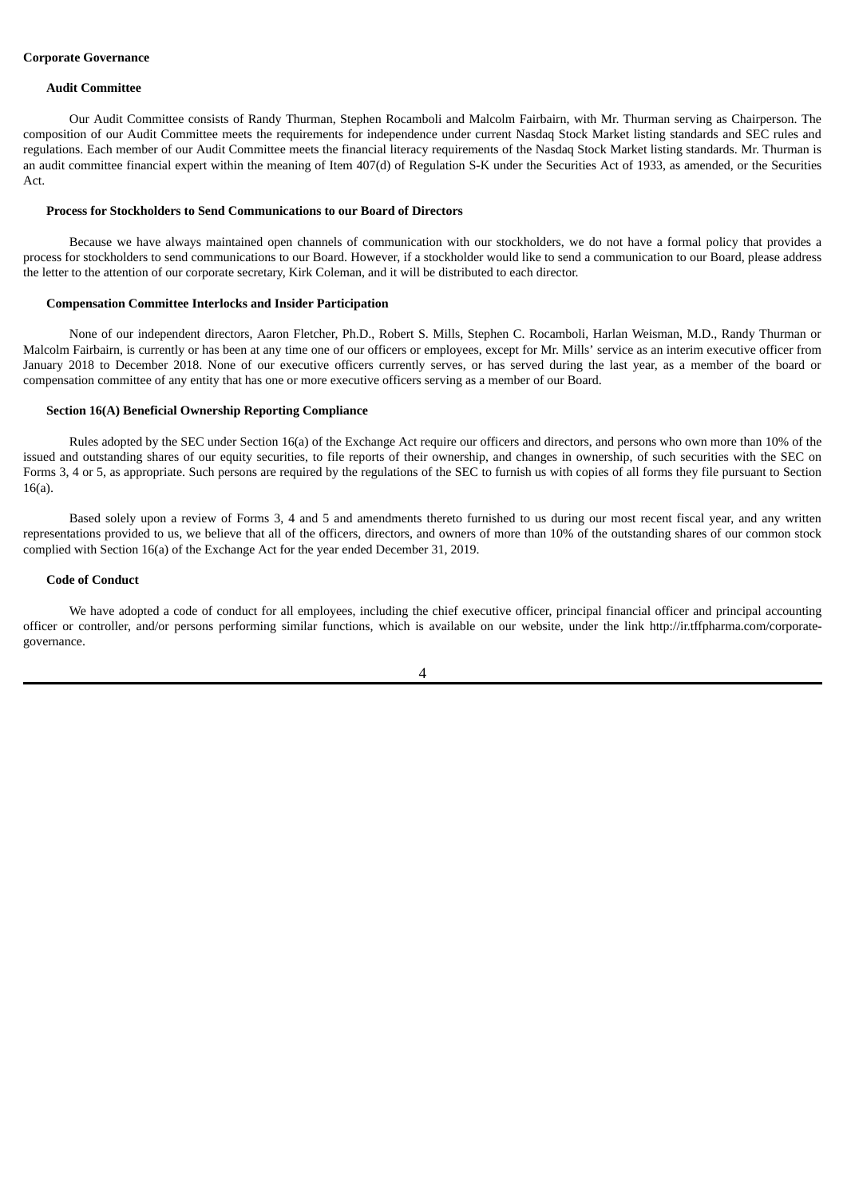**Corporate Governance**

**Audit Committee**

Our Audit Committee consists of Randy Thurman, Stephen Rocamboli and Malcolm Fairbairn, with Mr. Thurman serving as Chairperson. The composition of our Audit Committee meets the requirements for independence under current Nasdaq Stock Market listing standards and SEC rules and regulations. Each member of our Audit Committee meets the financial literacy requirements of the Nasdaq Stock Market listing standards. Mr. Thurman is an audit committee financial expert within the meaning of Item 407(d) of Regulation S-K under the Securities Act of 1933, as amended, or the Securities Act.

**Process for Stockholders to Send Communications to our Board of Directors**

Because we have always maintained open channels of communication with our stockholders, we do not have a formal policy that provides a process for stockholders to send communications to our Board. However, if a stockholder would like to send a communication to our Board, please address the letter to the attention of our corporate secretary, Kirk Coleman, and it will be distributed to each director.

**Compensation Committee Interlocks and Insider Participation**

None of our independent directors, Aaron Fletcher, Ph.D., Robert S. Mills, Stephen C. Rocamboli, Harlan Weisman, M.D., Randy Thurman or Malcolm Fairbairn, is currently or has been at any time one of our officers or employees, except for Mr. Mills' service as an interim executive officer from January 2018 to December 2018. None of our executive officers currently serves, or has served during the last year, as a member of the board or compensation committee of any entity that has one or more executive officers serving as a member of our Board.

**Section 16(A) Beneficial Ownership Reporting Compliance**

Rules adopted by the SEC under Section 16(a) of the Exchange Act require our officers and directors, and persons who own more than 10% of the issued and outstanding shares of our equity securities, to file reports of their ownership, and changes in ownership, of such securities with the SEC on Forms 3, 4 or 5, as appropriate. Such persons are required by the regulations of the SEC to furnish us with copies of all forms they file pursuant to Section 16(a).

Based solely upon a review of Forms 3, 4 and 5 and amendments thereto furnished to us during our most recent fiscal year, and any written representations provided to us, we believe that all of the officers, directors, and owners of more than 10% of the outstanding shares of our common stock complied with Section 16(a) of the Exchange Act for the year ended December 31, 2019.

**Code of Conduct**

We have adopted a code of conduct for all employees, including the chief executive officer, principal financial officer and principal accounting officer or controller, and/or persons performing similar functions, which is available on our website, under the link http://ir.tffpharma.com/corporate-governance.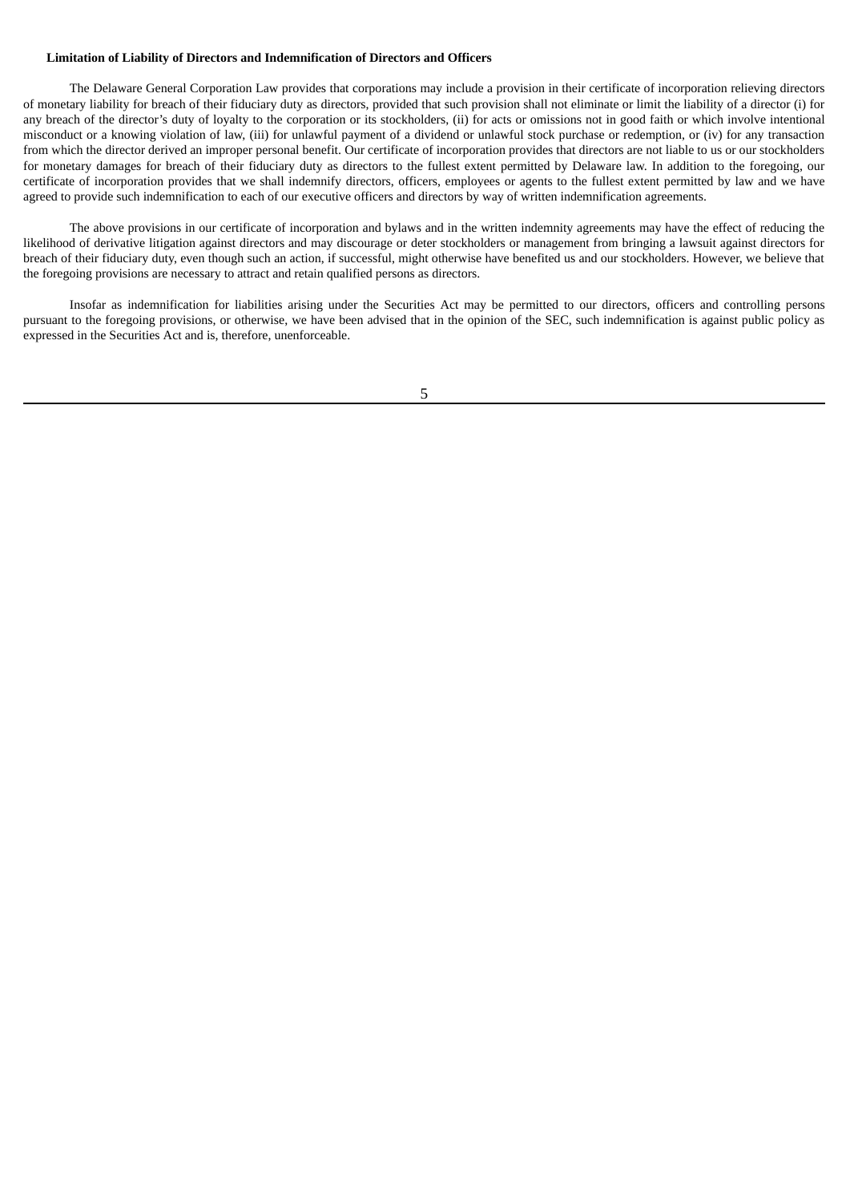**Limitation of Liability of Directors and Indemnification of Directors and Officers**

The Delaware General Corporation Law provides that corporations may include a provision in their certificate of incorporation relieving directors of monetary liability for breach of their fiduciary duty as directors, provided that such provision shall not eliminate or limit the liability of a director (i) for any breach of the director's duty of loyalty to the corporation or its stockholders, (ii) for acts or omissions not in good faith or which involve intentional misconduct or a knowing violation of law, (iii) for unlawful payment of a dividend or unlawful stock purchase or redemption, or (iv) for any transaction from which the director derived an improper personal benefit. Our certificate of incorporation provides that directors are not liable to us or our stockholders for monetary damages for breach of their fiduciary duty as directors to the fullest extent permitted by Delaware law. In addition to the foregoing, our certificate of incorporation provides that we shall indemnify directors, officers, employees or agents to the fullest extent permitted by law and we have agreed to provide such indemnification to each of our executive officers and directors by way of written indemnification agreements.

The above provisions in our certificate of incorporation and bylaws and in the written indemnity agreements may have the effect of reducing the likelihood of derivative litigation against directors and may discourage or deter stockholders or management from bringing a lawsuit against directors for breach of their fiduciary duty, even though such an action, if successful, might otherwise have benefited us and our stockholders. However, we believe that the foregoing provisions are necessary to attract and retain qualified persons as directors.

Insofar as indemnification for liabilities arising under the Securities Act may be permitted to our directors, officers and controlling persons pursuant to the foregoing provisions, or otherwise, we have been advised that in the opinion of the SEC, such indemnification is against public policy as expressed in the Securities Act and is, therefore, unenforceable.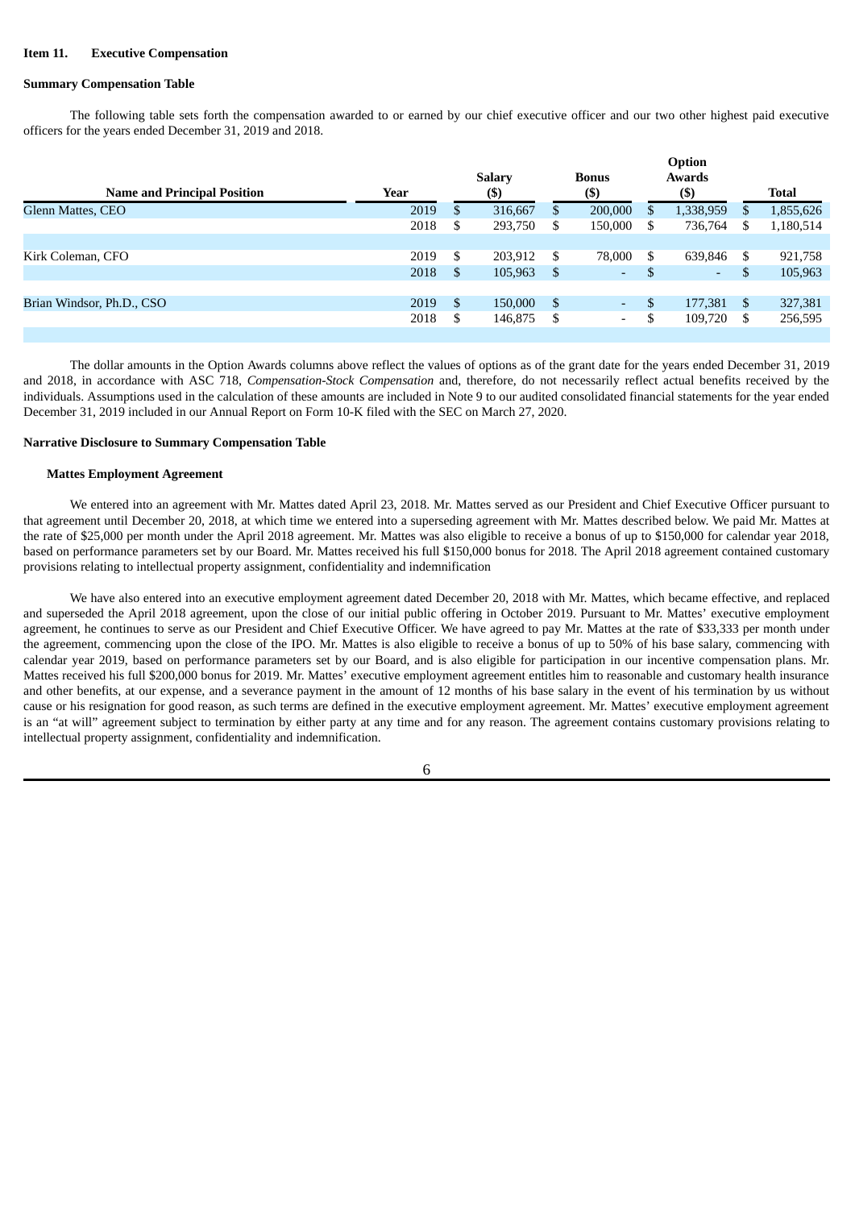**Item 11. Executive Compensation**

**Summary Compensation Table**

The following table sets forth the compensation awarded to or earned by our chief executive officer and our two other highest paid executive officers for the years ended December 31, 2019 and 2018.

| Name and Principal Position | Year | Salary ($) | Bonus ($) | Option Awards ($) | Total |
|---|---|---|---|---|---|
| Glenn Mattes, CEO | 2019 | $ 316,667 | $ 200,000 | $ 1,338,959 | $ 1,855,626 |
| | 2018 | $ 293,750 | $ 150,000 | $ 736,764 | $ 1,180,514 |
| Kirk Coleman, CFO | 2019 | $ 203,912 | $ 78,000 | $ 639,846 | $ 921,758 |
| | 2018 | $ 105,963 | $ - | $ - | $ 105,963 |
| Brian Windsor, Ph.D., CSO | 2019 | $ 150,000 | $ - | $ 177,381 | $ 327,381 |
| | 2018 | $ 146,875 | $ - | $ 109,720 | $ 256,595 |

The dollar amounts in the Option Awards columns above reflect the values of options as of the grant date for the years ended December 31, 2019 and 2018, in accordance with ASC 718, *Compensation-Stock Compensation* and, therefore, do not necessarily reflect actual benefits received by the individuals. Assumptions used in the calculation of these amounts are included in Note 9 to our audited consolidated financial statements for the year ended December 31, 2019 included in our Annual Report on Form 10-K filed with the SEC on March 27, 2020.

**Narrative Disclosure to Summary Compensation Table**

**Mattes Employment Agreement**

We entered into an agreement with Mr. Mattes dated April 23, 2018. Mr. Mattes served as our President and Chief Executive Officer pursuant to that agreement until December 20, 2018, at which time we entered into a superseding agreement with Mr. Mattes described below. We paid Mr. Mattes at the rate of $25,000 per month under the April 2018 agreement. Mr. Mattes was also eligible to receive a bonus of up to $150,000 for calendar year 2018, based on performance parameters set by our Board. Mr. Mattes received his full $150,000 bonus for 2018. The April 2018 agreement contained customary provisions relating to intellectual property assignment, confidentiality and indemnification

We have also entered into an executive employment agreement dated December 20, 2018 with Mr. Mattes, which became effective, and replaced and superseded the April 2018 agreement, upon the close of our initial public offering in October 2019. Pursuant to Mr. Mattes' executive employment agreement, he continues to serve as our President and Chief Executive Officer. We have agreed to pay Mr. Mattes at the rate of $33,333 per month under the agreement, commencing upon the close of the IPO. Mr. Mattes is also eligible to receive a bonus of up to 50% of his base salary, commencing with calendar year 2019, based on performance parameters set by our Board, and is also eligible for participation in our incentive compensation plans. Mr. Mattes received his full $200,000 bonus for 2019. Mr. Mattes' executive employment agreement entitles him to reasonable and customary health insurance and other benefits, at our expense, and a severance payment in the amount of 12 months of his base salary in the event of his termination by us without cause or his resignation for good reason, as such terms are defined in the executive employment agreement. Mr. Mattes' executive employment agreement is an "at will" agreement subject to termination by either party at any time and for any reason. The agreement contains customary provisions relating to intellectual property assignment, confidentiality and indemnification.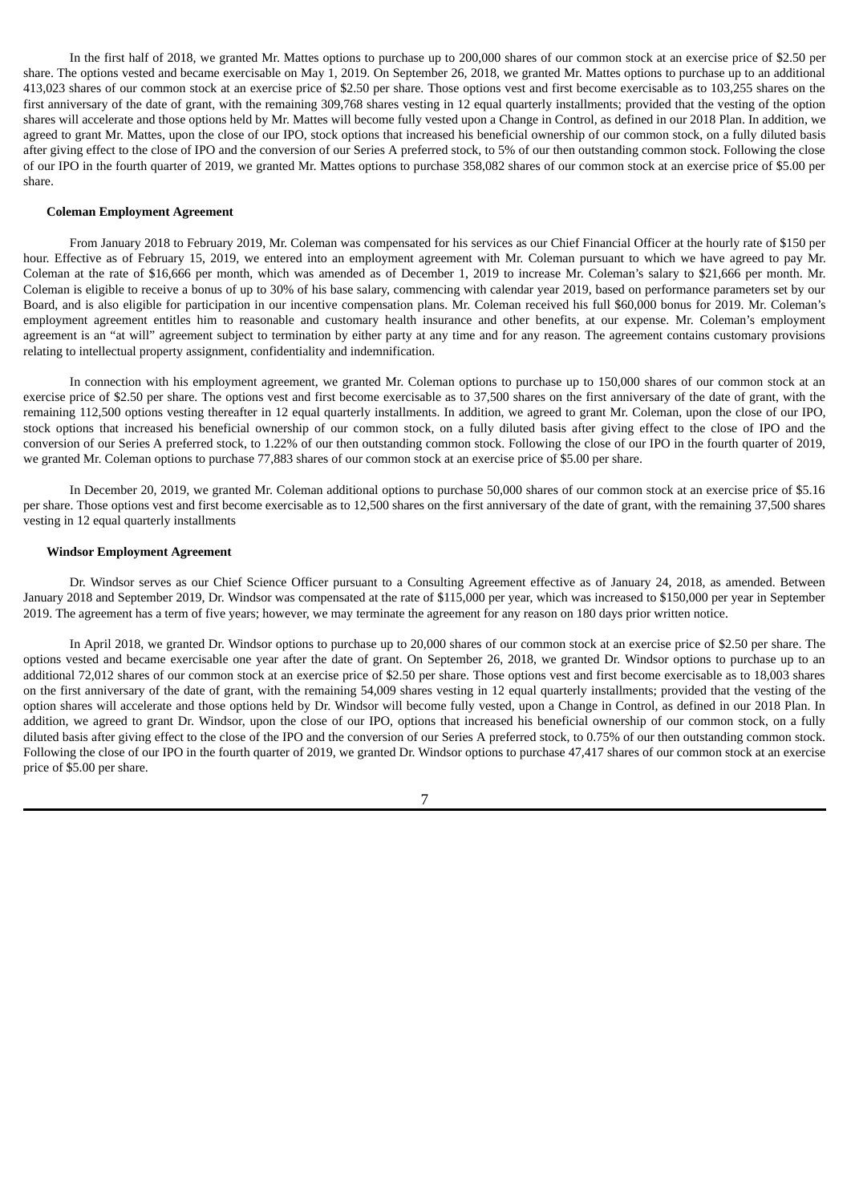In the first half of 2018, we granted Mr. Mattes options to purchase up to 200,000 shares of our common stock at an exercise price of $2.50 per share. The options vested and became exercisable on May 1, 2019. On September 26, 2018, we granted Mr. Mattes options to purchase up to an additional 413,023 shares of our common stock at an exercise price of $2.50 per share. Those options vest and first become exercisable as to 103,255 shares on the first anniversary of the date of grant, with the remaining 309,768 shares vesting in 12 equal quarterly installments; provided that the vesting of the option shares will accelerate and those options held by Mr. Mattes will become fully vested upon a Change in Control, as defined in our 2018 Plan. In addition, we agreed to grant Mr. Mattes, upon the close of our IPO, stock options that increased his beneficial ownership of our common stock, on a fully diluted basis after giving effect to the close of IPO and the conversion of our Series A preferred stock, to 5% of our then outstanding common stock. Following the close of our IPO in the fourth quarter of 2019, we granted Mr. Mattes options to purchase 358,082 shares of our common stock at an exercise price of $5.00 per share.

**Coleman Employment Agreement**

From January 2018 to February 2019, Mr. Coleman was compensated for his services as our Chief Financial Officer at the hourly rate of $150 per hour. Effective as of February 15, 2019, we entered into an employment agreement with Mr. Coleman pursuant to which we have agreed to pay Mr. Coleman at the rate of $16,666 per month, which was amended as of December 1, 2019 to increase Mr. Coleman's salary to $21,666 per month. Mr. Coleman is eligible to receive a bonus of up to 30% of his base salary, commencing with calendar year 2019, based on performance parameters set by our Board, and is also eligible for participation in our incentive compensation plans. Mr. Coleman received his full $60,000 bonus for 2019. Mr. Coleman's employment agreement entitles him to reasonable and customary health insurance and other benefits, at our expense. Mr. Coleman's employment agreement is an "at will" agreement subject to termination by either party at any time and for any reason. The agreement contains customary provisions relating to intellectual property assignment, confidentiality and indemnification.

In connection with his employment agreement, we granted Mr. Coleman options to purchase up to 150,000 shares of our common stock at an exercise price of $2.50 per share. The options vest and first become exercisable as to 37,500 shares on the first anniversary of the date of grant, with the remaining 112,500 options vesting thereafter in 12 equal quarterly installments. In addition, we agreed to grant Mr. Coleman, upon the close of our IPO, stock options that increased his beneficial ownership of our common stock, on a fully diluted basis after giving effect to the close of IPO and the conversion of our Series A preferred stock, to 1.22% of our then outstanding common stock. Following the close of our IPO in the fourth quarter of 2019, we granted Mr. Coleman options to purchase 77,883 shares of our common stock at an exercise price of $5.00 per share.

In December 20, 2019, we granted Mr. Coleman additional options to purchase 50,000 shares of our common stock at an exercise price of $5.16 per share. Those options vest and first become exercisable as to 12,500 shares on the first anniversary of the date of grant, with the remaining 37,500 shares vesting in 12 equal quarterly installments

**Windsor Employment Agreement**

Dr. Windsor serves as our Chief Science Officer pursuant to a Consulting Agreement effective as of January 24, 2018, as amended. Between January 2018 and September 2019, Dr. Windsor was compensated at the rate of $115,000 per year, which was increased to $150,000 per year in September 2019. The agreement has a term of five years; however, we may terminate the agreement for any reason on 180 days prior written notice.

In April 2018, we granted Dr. Windsor options to purchase up to 20,000 shares of our common stock at an exercise price of $2.50 per share. The options vested and became exercisable one year after the date of grant. On September 26, 2018, we granted Dr. Windsor options to purchase up to an additional 72,012 shares of our common stock at an exercise price of $2.50 per share. Those options vest and first become exercisable as to 18,003 shares on the first anniversary of the date of grant, with the remaining 54,009 shares vesting in 12 equal quarterly installments; provided that the vesting of the option shares will accelerate and those options held by Dr. Windsor will become fully vested, upon a Change in Control, as defined in our 2018 Plan. In addition, we agreed to grant Dr. Windsor, upon the close of our IPO, options that increased his beneficial ownership of our common stock, on a fully diluted basis after giving effect to the close of the IPO and the conversion of our Series A preferred stock, to 0.75% of our then outstanding common stock. Following the close of our IPO in the fourth quarter of 2019, we granted Dr. Windsor options to purchase 47,417 shares of our common stock at an exercise price of $5.00 per share.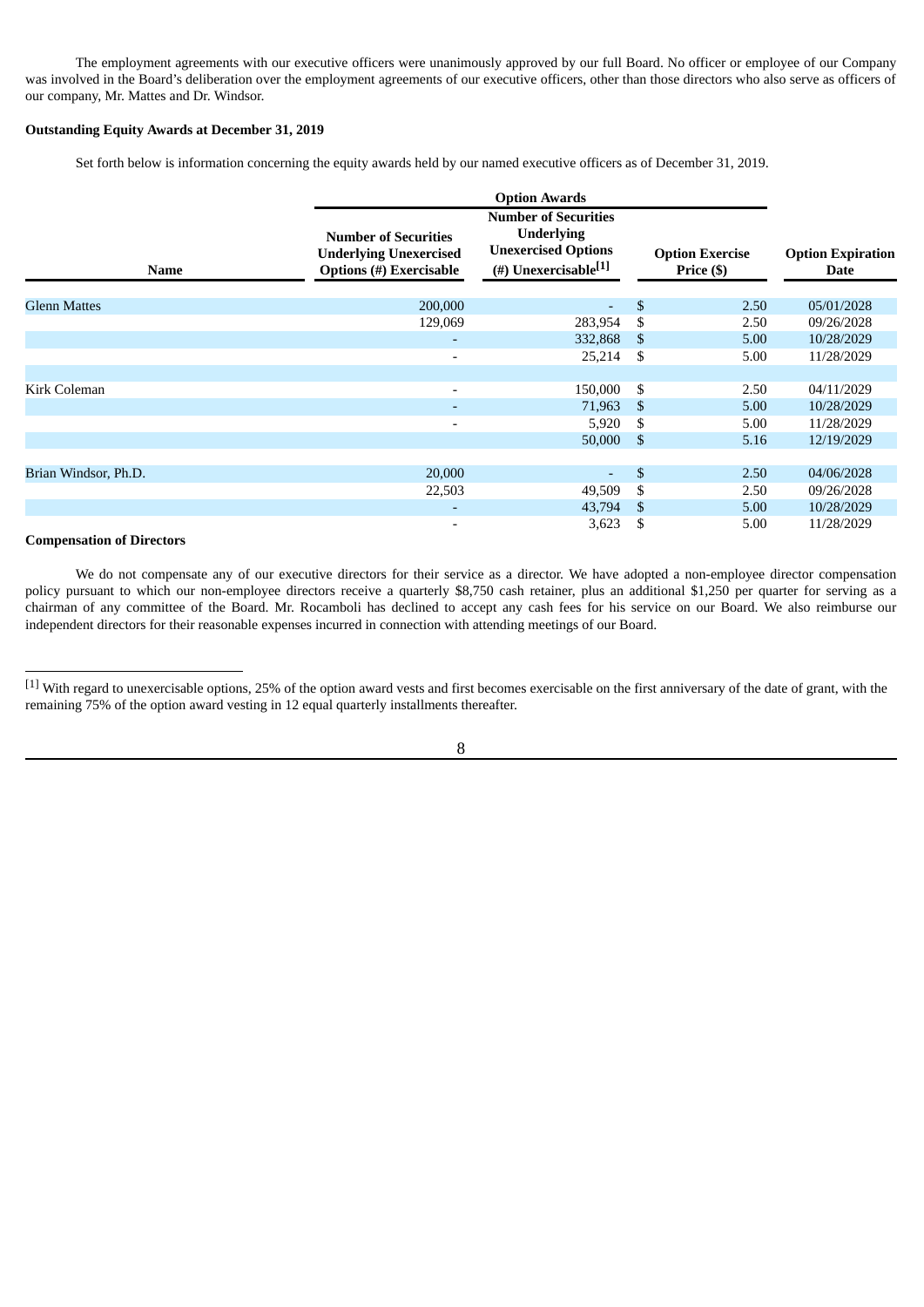The employment agreements with our executive officers were unanimously approved by our full Board. No officer or employee of our Company was involved in the Board's deliberation over the employment agreements of our executive officers, other than those directors who also serve as officers of our company, Mr. Mattes and Dr. Windsor.

**Outstanding Equity Awards at December 31, 2019**

Set forth below is information concerning the equity awards held by our named executive officers as of December 31, 2019.

| | Option Awards | | | |
|---|---|---|---|---|
| Name | Number of Securities Underlying Unexercised Options (#) Exercisable | Number of Securities Underlying Unexercised Options (#) Unexercisable[1] | Option Exercise Price ($) | Option Expiration Date |
| Glenn Mattes | 200,000 | - | $ 2.50 | 05/01/2028 |
| | 129,069 | 283,954 | $ 2.50 | 09/26/2028 |
| | - | 332,868 | $ 5.00 | 10/28/2029 |
| | - | 25,214 | $ 5.00 | 11/28/2029 |
| Kirk Coleman | - | 150,000 | $ 2.50 | 04/11/2029 |
| | - | 71,963 | $ 5.00 | 10/28/2029 |
| | - | 5,920 | $ 5.00 | 11/28/2029 |
| | | 50,000 | $ 5.16 | 12/19/2029 |
| Brian Windsor, Ph.D. | 20,000 | - | $ 2.50 | 04/06/2028 |
| | 22,503 | 49,509 | $ 2.50 | 09/26/2028 |
| | - | 43,794 | $ 5.00 | 10/28/2029 |
| | - | 3,623 | $ 5.00 | 11/28/2029 |

**Compensation of Directors**

We do not compensate any of our executive directors for their service as a director. We have adopted a non-employee director compensation policy pursuant to which our non-employee directors receive a quarterly $8,750 cash retainer, plus an additional $1,250 per quarter for serving as a chairman of any committee of the Board. Mr. Rocamboli has declined to accept any cash fees for his service on our Board. We also reimburse our independent directors for their reasonable expenses incurred in connection with attending meetings of our Board.

[1] With regard to unexercisable options, 25% of the option award vests and first becomes exercisable on the first anniversary of the date of grant, with the remaining 75% of the option award vesting in 12 equal quarterly installments thereafter.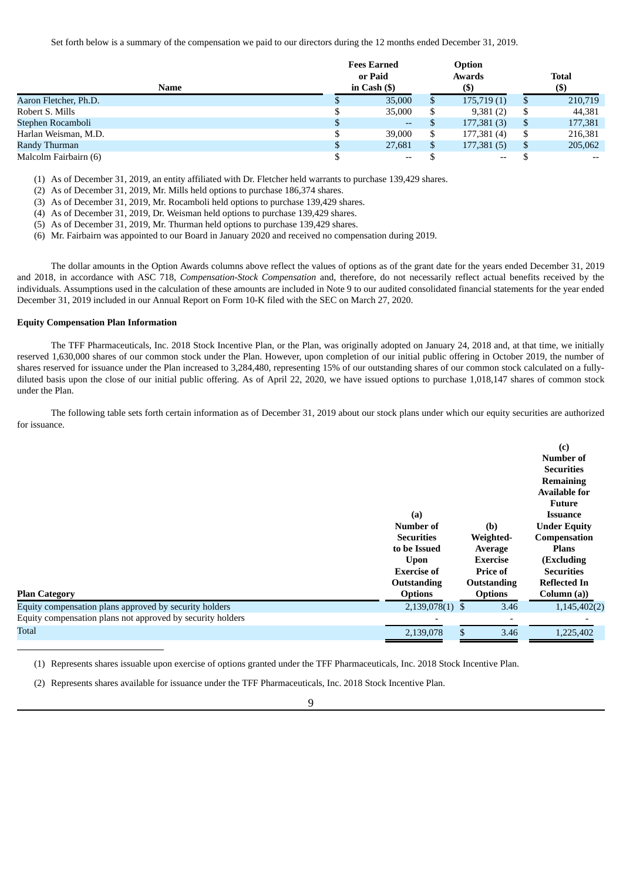Set forth below is a summary of the compensation we paid to our directors during the 12 months ended December 31, 2019.

| Name | Fees Earned or Paid in Cash ($) | Option Awards ($) | Total ($) |
|---|---|---|---|
| Aaron Fletcher, Ph.D. | $ 35,000 | $ 175,719 (1) | $ 210,719 |
| Robert S. Mills | $ 35,000 | $ 9,381 (2) | $ 44,381 |
| Stephen Rocamboli | $ -- | $ 177,381 (3) | $ 177,381 |
| Harlan Weisman, M.D. | $ 39,000 | $ 177,381 (4) | $ 216,381 |
| Randy Thurman | $ 27,681 | $ 177,381 (5) | $ 205,062 |
| Malcolm Fairbairn (6) | $ -- | $ -- | $ -- |

(1) As of December 31, 2019, an entity affiliated with Dr. Fletcher held warrants to purchase 139,429 shares.

(2) As of December 31, 2019, Mr. Mills held options to purchase 186,374 shares.

(3) As of December 31, 2019, Mr. Rocamboli held options to purchase 139,429 shares.

(4) As of December 31, 2019, Dr. Weisman held options to purchase 139,429 shares.

(5) As of December 31, 2019, Mr. Thurman held options to purchase 139,429 shares.

(6) Mr. Fairbairn was appointed to our Board in January 2020 and received no compensation during 2019.

The dollar amounts in the Option Awards columns above reflect the values of options as of the grant date for the years ended December 31, 2019 and 2018, in accordance with ASC 718, *Compensation-Stock Compensation* and, therefore, do not necessarily reflect actual benefits received by the individuals. Assumptions used in the calculation of these amounts are included in Note 9 to our audited consolidated financial statements for the year ended December 31, 2019 included in our Annual Report on Form 10-K filed with the SEC on March 27, 2020.

**Equity Compensation Plan Information**

The TFF Pharmaceuticals, Inc. 2018 Stock Incentive Plan, or the Plan, was originally adopted on January 24, 2018 and, at that time, we initially reserved 1,630,000 shares of our common stock under the Plan. However, upon completion of our initial public offering in October 2019, the number of shares reserved for issuance under the Plan increased to 3,284,480, representing 15% of our outstanding shares of our common stock calculated on a fully-diluted basis upon the close of our initial public offering. As of April 22, 2020, we have issued options to purchase 1,018,147 shares of common stock under the Plan.

The following table sets forth certain information as of December 31, 2019 about our stock plans under which our equity securities are authorized for issuance.

| Plan Category | (a) Number of Securities to be Issued Upon Exercise of Outstanding Options | (b) Weighted-Average Exercise Price of Outstanding Options | (c) Number of Securities Remaining Available for Future Issuance Under Equity Compensation Plans (Excluding Securities Reflected In Column (a)) |
|---|---|---|---|
| Equity compensation plans approved by security holders | 2,139,078(1) | $ 3.46 | 1,145,402(2) |
| Equity compensation plans not approved by security holders | - | - | - |
| Total | 2,139,078 | $ 3.46 | 1,225,402 |

(1) Represents shares issuable upon exercise of options granted under the TFF Pharmaceuticals, Inc. 2018 Stock Incentive Plan.

(2) Represents shares available for issuance under the TFF Pharmaceuticals, Inc. 2018 Stock Incentive Plan.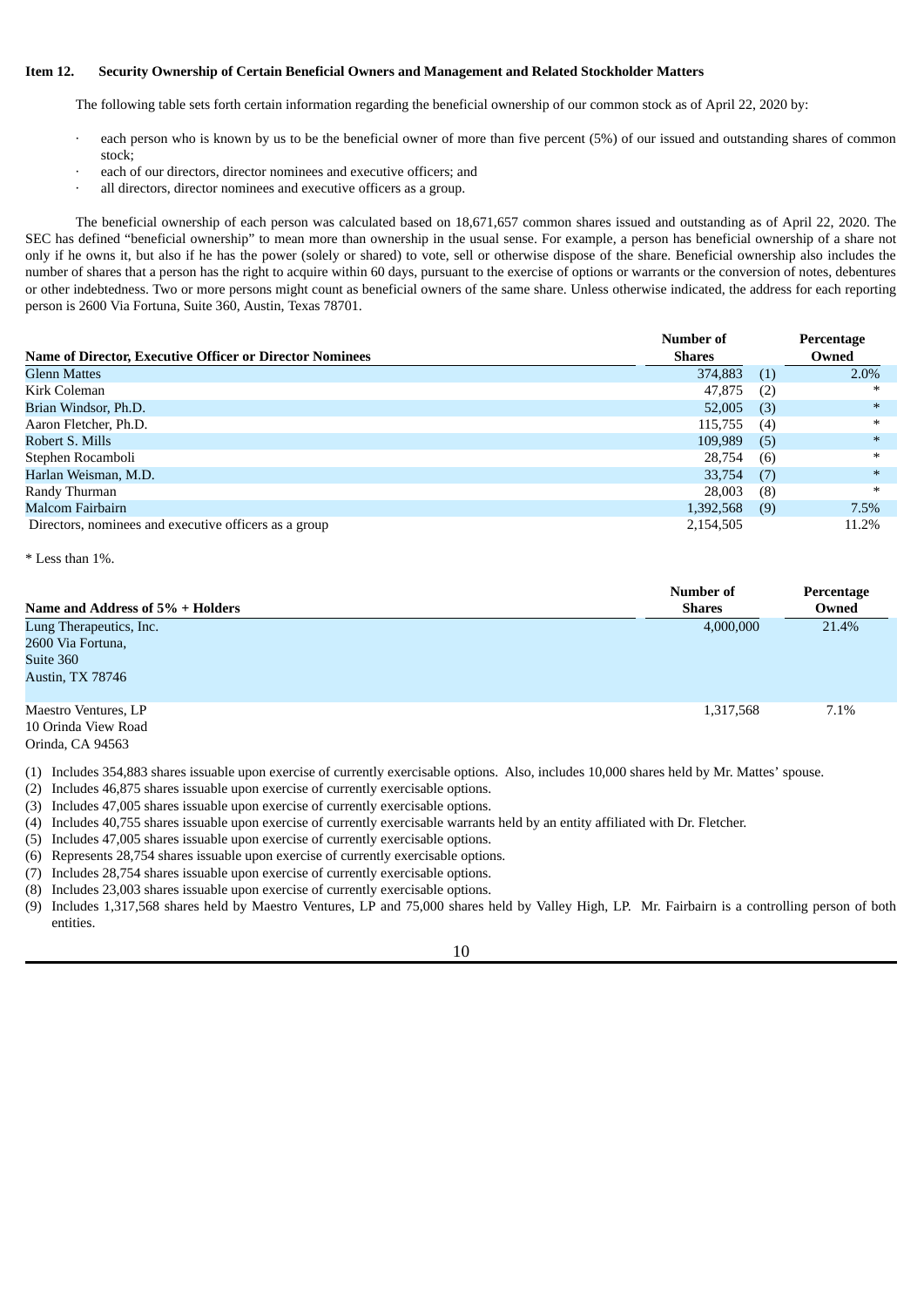**Item 12. Security Ownership of Certain Beneficial Owners and Management and Related Stockholder Matters**

The following table sets forth certain information regarding the beneficial ownership of our common stock as of April 22, 2020 by:

- each person who is known by us to be the beneficial owner of more than five percent (5%) of our issued and outstanding shares of common stock;
- each of our directors, director nominees and executive officers; and
- all directors, director nominees and executive officers as a group.

The beneficial ownership of each person was calculated based on 18,671,657 common shares issued and outstanding as of April 22, 2020. The SEC has defined "beneficial ownership" to mean more than ownership in the usual sense. For example, a person has beneficial ownership of a share not only if he owns it, but also if he has the power (solely or shared) to vote, sell or otherwise dispose of the share. Beneficial ownership also includes the number of shares that a person has the right to acquire within 60 days, pursuant to the exercise of options or warrants or the conversion of notes, debentures or other indebtedness. Two or more persons might count as beneficial owners of the same share. Unless otherwise indicated, the address for each reporting person is 2600 Via Fortuna, Suite 360, Austin, Texas 78701.

| Name of Director, Executive Officer or Director Nominees | Number of Shares | | Percentage Owned |
|---|---|---|---|
| Glenn Mattes | 374,883 | (1) | 2.0% |
| Kirk Coleman | 47,875 | (2) | * |
| Brian Windsor, Ph.D. | 52,005 | (3) | * |
| Aaron Fletcher, Ph.D. | 115,755 | (4) | * |
| Robert S. Mills | 109,989 | (5) | * |
| Stephen Rocamboli | 28,754 | (6) | * |
| Harlan Weisman, M.D. | 33,754 | (7) | * |
| Randy Thurman | 28,003 | (8) | * |
| Malcom Fairbairn | 1,392,568 | (9) | 7.5% |
| Directors, nominees and executive officers as a group | 2,154,505 | | 11.2% |

* Less than 1%.

| Name and Address of 5% + Holders | Number of Shares | Percentage Owned |
|---|---|---|
| Lung Therapeutics, Inc.<br>2600 Via Fortuna,<br>Suite 360<br>Austin, TX 78746 | 4,000,000 | 21.4% |
| Maestro Ventures, LP<br>10 Orinda View Road<br>Orinda, CA 94563 | 1,317,568 | 7.1% |

(1) Includes 354,883 shares issuable upon exercise of currently exercisable options. Also, includes 10,000 shares held by Mr. Mattes' spouse.

(2) Includes 46,875 shares issuable upon exercise of currently exercisable options.

(3) Includes 47,005 shares issuable upon exercise of currently exercisable options.

(4) Includes 40,755 shares issuable upon exercise of currently exercisable warrants held by an entity affiliated with Dr. Fletcher.

(5) Includes 47,005 shares issuable upon exercise of currently exercisable options.

(6) Represents 28,754 shares issuable upon exercise of currently exercisable options.

(7) Includes 28,754 shares issuable upon exercise of currently exercisable options.

(8) Includes 23,003 shares issuable upon exercise of currently exercisable options.

(9) Includes 1,317,568 shares held by Maestro Ventures, LP and 75,000 shares held by Valley High, LP. Mr. Fairbairn is a controlling person of both entities.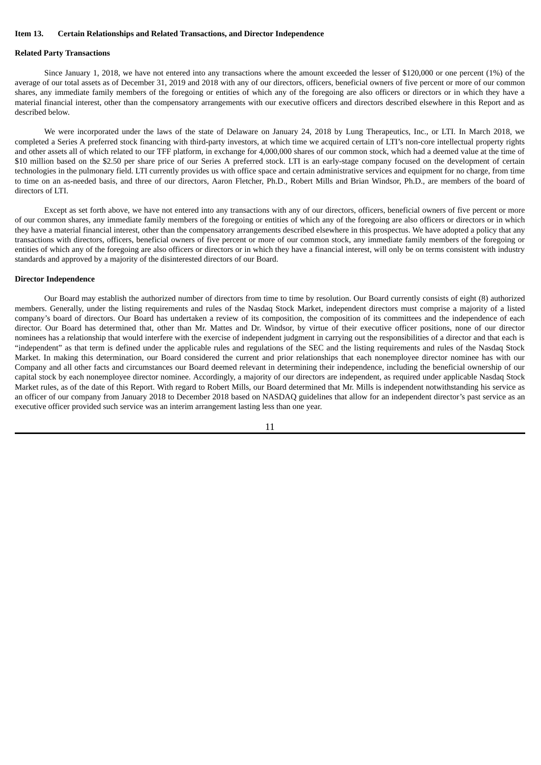## Item 13. Certain Relationships and Related Transactions, and Director Independence

### Related Party Transactions

Since January 1, 2018, we have not entered into any transactions where the amount exceeded the lesser of $120,000 or one percent (1%) of the average of our total assets as of December 31, 2019 and 2018 with any of our directors, officers, beneficial owners of five percent or more of our common shares, any immediate family members of the foregoing or entities of which any of the foregoing are also officers or directors or in which they have a material financial interest, other than the compensatory arrangements with our executive officers and directors described elsewhere in this Report and as described below.

We were incorporated under the laws of the state of Delaware on January 24, 2018 by Lung Therapeutics, Inc., or LTI. In March 2018, we completed a Series A preferred stock financing with third-party investors, at which time we acquired certain of LTI's non-core intellectual property rights and other assets all of which related to our TFF platform, in exchange for 4,000,000 shares of our common stock, which had a deemed value at the time of $10 million based on the $2.50 per share price of our Series A preferred stock. LTI is an early-stage company focused on the development of certain technologies in the pulmonary field. LTI currently provides us with office space and certain administrative services and equipment for no charge, from time to time on an as-needed basis, and three of our directors, Aaron Fletcher, Ph.D., Robert Mills and Brian Windsor, Ph.D., are members of the board of directors of LTI.

Except as set forth above, we have not entered into any transactions with any of our directors, officers, beneficial owners of five percent or more of our common shares, any immediate family members of the foregoing or entities of which any of the foregoing are also officers or directors or in which they have a material financial interest, other than the compensatory arrangements described elsewhere in this prospectus. We have adopted a policy that any transactions with directors, officers, beneficial owners of five percent or more of our common stock, any immediate family members of the foregoing or entities of which any of the foregoing are also officers or directors or in which they have a financial interest, will only be on terms consistent with industry standards and approved by a majority of the disinterested directors of our Board.

### Director Independence

Our Board may establish the authorized number of directors from time to time by resolution. Our Board currently consists of eight (8) authorized members. Generally, under the listing requirements and rules of the Nasdaq Stock Market, independent directors must comprise a majority of a listed company's board of directors. Our Board has undertaken a review of its composition, the composition of its committees and the independence of each director. Our Board has determined that, other than Mr. Mattes and Dr. Windsor, by virtue of their executive officer positions, none of our director nominees has a relationship that would interfere with the exercise of independent judgment in carrying out the responsibilities of a director and that each is "independent" as that term is defined under the applicable rules and regulations of the SEC and the listing requirements and rules of the Nasdaq Stock Market. In making this determination, our Board considered the current and prior relationships that each nonemployee director nominee has with our Company and all other facts and circumstances our Board deemed relevant in determining their independence, including the beneficial ownership of our capital stock by each nonemployee director nominee. Accordingly, a majority of our directors are independent, as required under applicable Nasdaq Stock Market rules, as of the date of this Report. With regard to Robert Mills, our Board determined that Mr. Mills is independent notwithstanding his service as an officer of our company from January 2018 to December 2018 based on NASDAQ guidelines that allow for an independent director's past service as an executive officer provided such service was an interim arrangement lasting less than one year.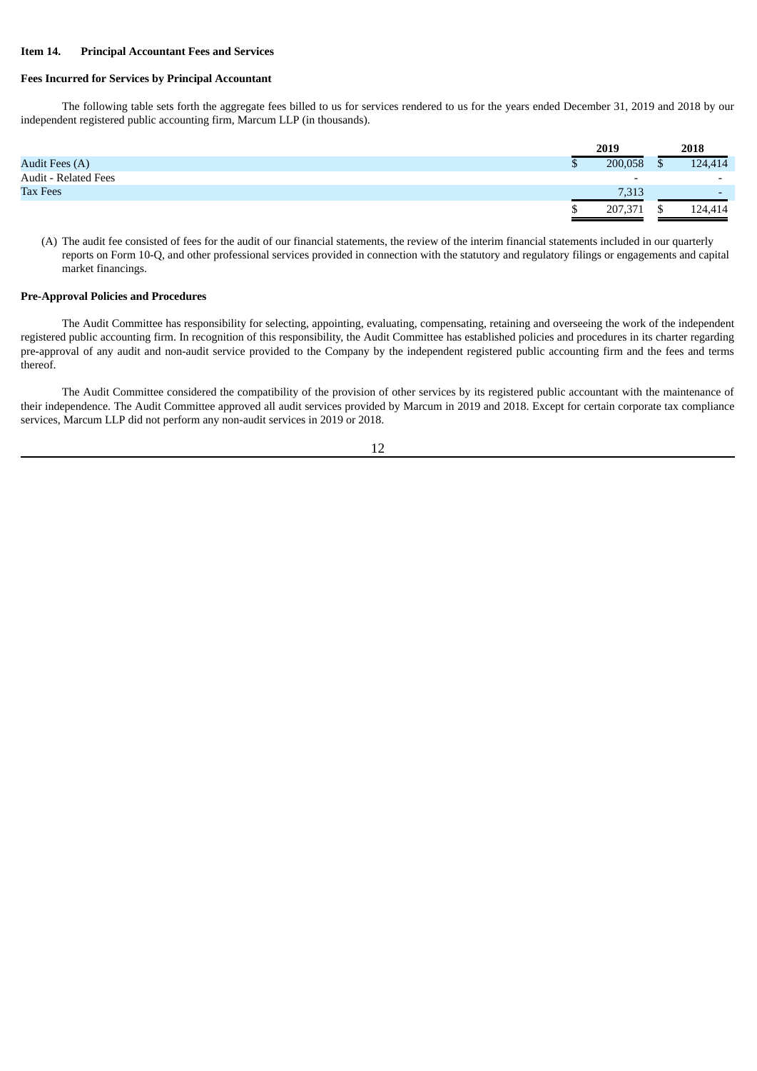**Item 14. Principal Accountant Fees and Services**

**Fees Incurred for Services by Principal Accountant**

The following table sets forth the aggregate fees billed to us for services rendered to us for the years ended December 31, 2019 and 2018 by our independent registered public accounting firm, Marcum LLP (in thousands).

| | 2019 | 2018 |
|---|---|---|
| Audit Fees (A) | $ 200,058 | $ 124,414 |
| Audit - Related Fees | - | - |
| Tax Fees | 7,313 | - |
| | $ 207,371 | $ 124,414 |

(A) The audit fee consisted of fees for the audit of our financial statements, the review of the interim financial statements included in our quarterly reports on Form 10-Q, and other professional services provided in connection with the statutory and regulatory filings or engagements and capital market financings.

**Pre-Approval Policies and Procedures**

The Audit Committee has responsibility for selecting, appointing, evaluating, compensating, retaining and overseeing the work of the independent registered public accounting firm. In recognition of this responsibility, the Audit Committee has established policies and procedures in its charter regarding pre-approval of any audit and non-audit service provided to the Company by the independent registered public accounting firm and the fees and terms thereof.

The Audit Committee considered the compatibility of the provision of other services by its registered public accountant with the maintenance of their independence. The Audit Committee approved all audit services provided by Marcum in 2019 and 2018. Except for certain corporate tax compliance services, Marcum LLP did not perform any non-audit services in 2019 or 2018.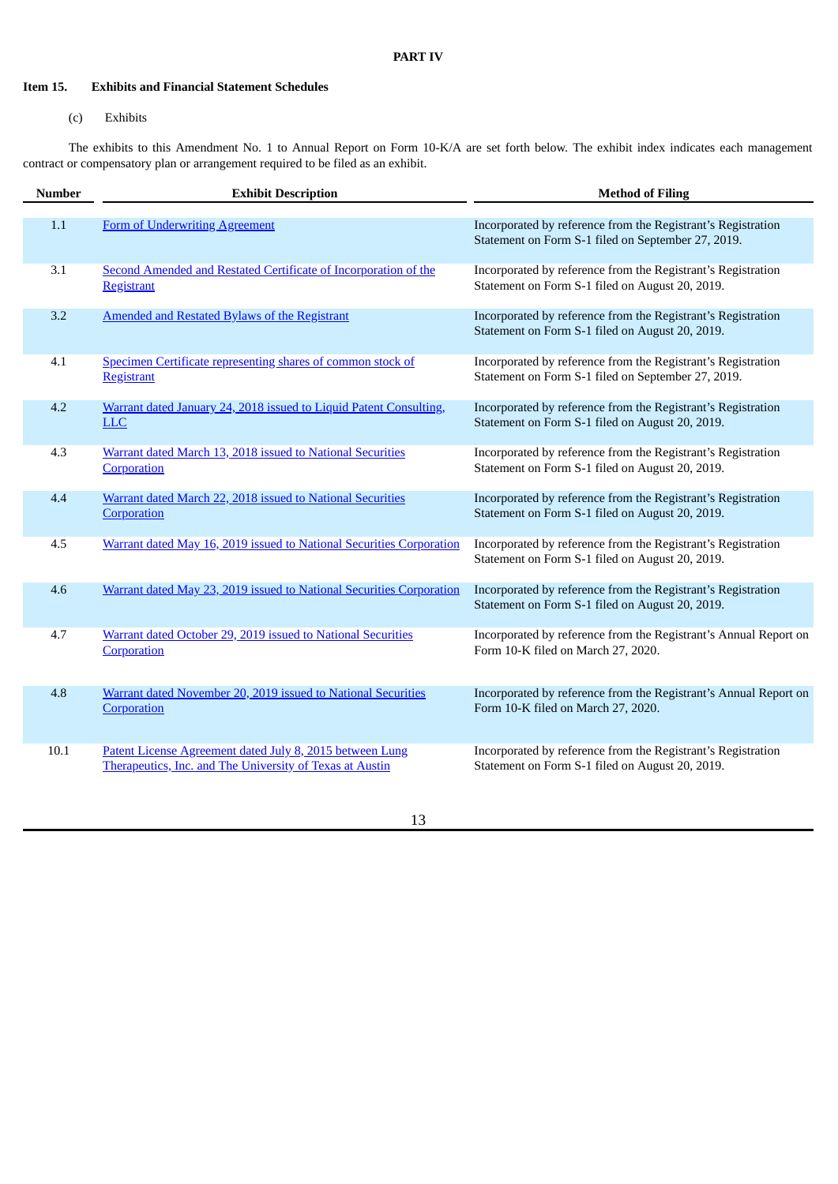**PART IV**

**Item 15. Exhibits and Financial Statement Schedules**

(c) Exhibits

The exhibits to this Amendment No. 1 to Annual Report on Form 10-K/A are set forth below. The exhibit index indicates each management contract or compensatory plan or arrangement required to be filed as an exhibit.

| Number | Exhibit Description | Method of Filing |
|---|---|---|
| 1.1 | Form of Underwriting Agreement | Incorporated by reference from the Registrant's Registration Statement on Form S-1 filed on September 27, 2019. |
| 3.1 | Second Amended and Restated Certificate of Incorporation of the Registrant | Incorporated by reference from the Registrant's Registration Statement on Form S-1 filed on August 20, 2019. |
| 3.2 | Amended and Restated Bylaws of the Registrant | Incorporated by reference from the Registrant's Registration Statement on Form S-1 filed on August 20, 2019. |
| 4.1 | Specimen Certificate representing shares of common stock of Registrant | Incorporated by reference from the Registrant's Registration Statement on Form S-1 filed on September 27, 2019. |
| 4.2 | Warrant dated January 24, 2018 issued to Liquid Patent Consulting, LLC | Incorporated by reference from the Registrant's Registration Statement on Form S-1 filed on August 20, 2019. |
| 4.3 | Warrant dated March 13, 2018 issued to National Securities Corporation | Incorporated by reference from the Registrant's Registration Statement on Form S-1 filed on August 20, 2019. |
| 4.4 | Warrant dated March 22, 2018 issued to National Securities Corporation | Incorporated by reference from the Registrant's Registration Statement on Form S-1 filed on August 20, 2019. |
| 4.5 | Warrant dated May 16, 2019 issued to National Securities Corporation | Incorporated by reference from the Registrant's Registration Statement on Form S-1 filed on August 20, 2019. |
| 4.6 | Warrant dated May 23, 2019 issued to National Securities Corporation | Incorporated by reference from the Registrant's Registration Statement on Form S-1 filed on August 20, 2019. |
| 4.7 | Warrant dated October 29, 2019 issued to National Securities Corporation | Incorporated by reference from the Registrant's Annual Report on Form 10-K filed on March 27, 2020. |
| 4.8 | Warrant dated November 20, 2019 issued to National Securities Corporation | Incorporated by reference from the Registrant's Annual Report on Form 10-K filed on March 27, 2020. |
| 10.1 | Patent License Agreement dated July 8, 2015 between Lung Therapeutics, Inc. and The University of Texas at Austin | Incorporated by reference from the Registrant's Registration Statement on Form S-1 filed on August 20, 2019. |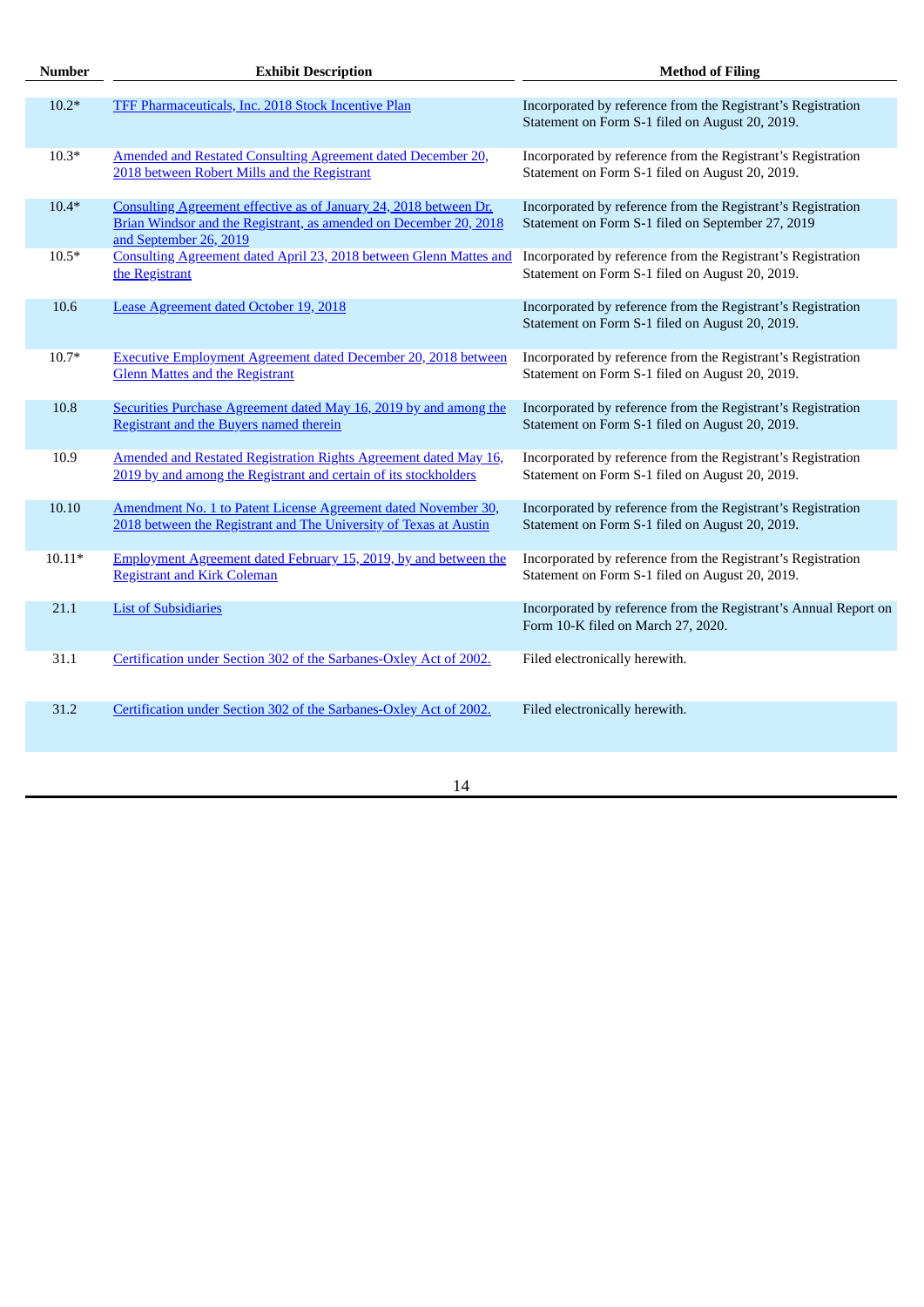| Number | Exhibit Description | Method of Filing |
|---|---|---|
| 10.2* | TFF Pharmaceuticals, Inc. 2018 Stock Incentive Plan | Incorporated by reference from the Registrant's Registration Statement on Form S-1 filed on August 20, 2019. |
| 10.3* | Amended and Restated Consulting Agreement dated December 20, 2018 between Robert Mills and the Registrant | Incorporated by reference from the Registrant's Registration Statement on Form S-1 filed on August 20, 2019. |
| 10.4* | Consulting Agreement effective as of January 24, 2018 between Dr. Brian Windsor and the Registrant, as amended on December 20, 2018 and September 26, 2019 | Incorporated by reference from the Registrant's Registration Statement on Form S-1 filed on September 27, 2019 |
| 10.5* | Consulting Agreement dated April 23, 2018 between Glenn Mattes and the Registrant | Incorporated by reference from the Registrant's Registration Statement on Form S-1 filed on August 20, 2019. |
| 10.6 | Lease Agreement dated October 19, 2018 | Incorporated by reference from the Registrant's Registration Statement on Form S-1 filed on August 20, 2019. |
| 10.7* | Executive Employment Agreement dated December 20, 2018 between Glenn Mattes and the Registrant | Incorporated by reference from the Registrant's Registration Statement on Form S-1 filed on August 20, 2019. |
| 10.8 | Securities Purchase Agreement dated May 16, 2019 by and among the Registrant and the Buyers named therein | Incorporated by reference from the Registrant's Registration Statement on Form S-1 filed on August 20, 2019. |
| 10.9 | Amended and Restated Registration Rights Agreement dated May 16, 2019 by and among the Registrant and certain of its stockholders | Incorporated by reference from the Registrant's Registration Statement on Form S-1 filed on August 20, 2019. |
| 10.10 | Amendment No. 1 to Patent License Agreement dated November 30, 2018 between the Registrant and The University of Texas at Austin | Incorporated by reference from the Registrant's Registration Statement on Form S-1 filed on August 20, 2019. |
| 10.11* | Employment Agreement dated February 15, 2019, by and between the Registrant and Kirk Coleman | Incorporated by reference from the Registrant's Registration Statement on Form S-1 filed on August 20, 2019. |
| 21.1 | List of Subsidiaries | Incorporated by reference from the Registrant's Annual Report on Form 10-K filed on March 27, 2020. |
| 31.1 | Certification under Section 302 of the Sarbanes-Oxley Act of 2002. | Filed electronically herewith. |
| 31.2 | Certification under Section 302 of the Sarbanes-Oxley Act of 2002. | Filed electronically herewith. |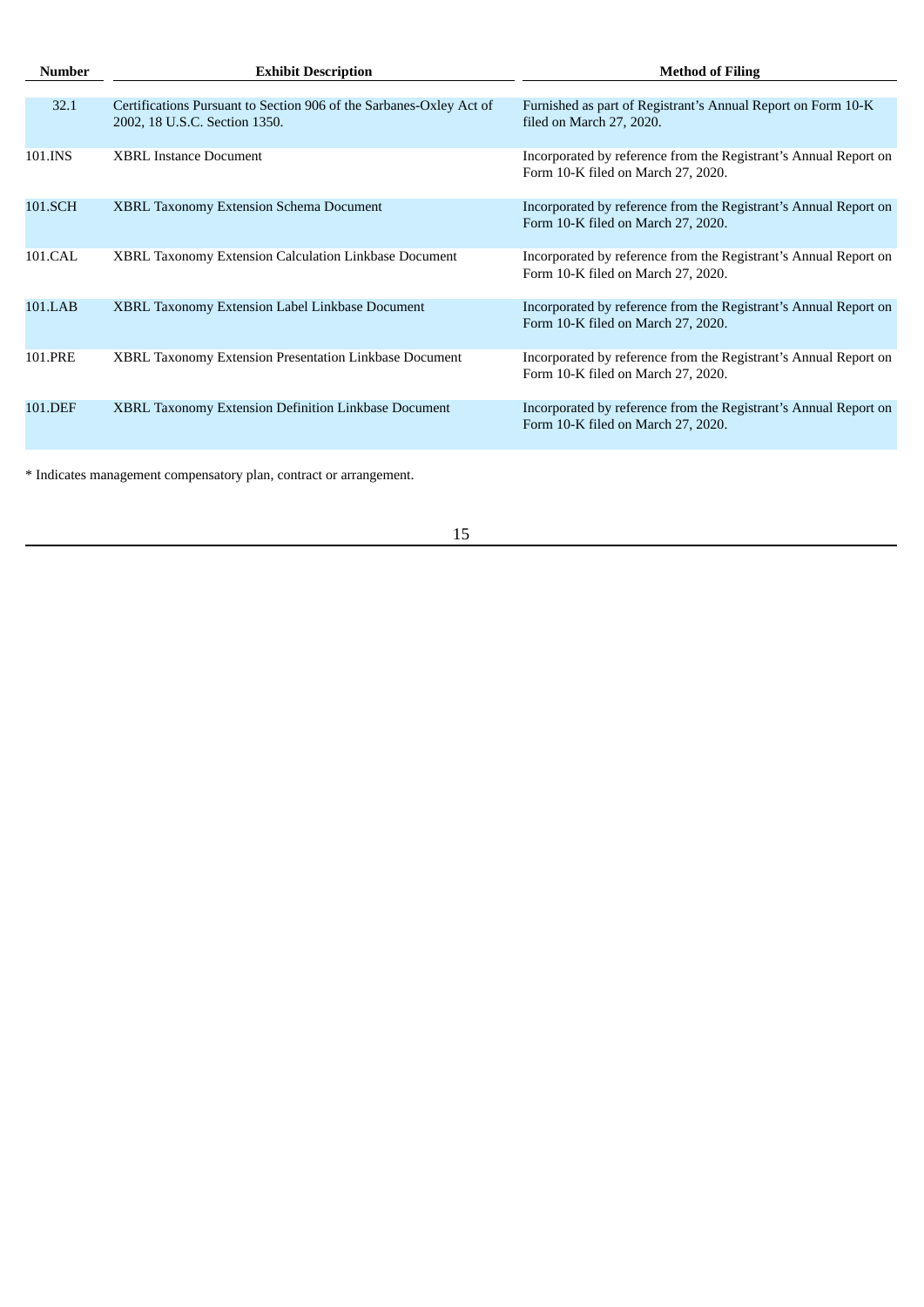| Number | Exhibit Description | Method of Filing |
| --- | --- | --- |
| 32.1 | Certifications Pursuant to Section 906 of the Sarbanes-Oxley Act of 2002, 18 U.S.C. Section 1350. | Furnished as part of Registrant’s Annual Report on Form 10-K filed on March 27, 2020. |
| 101.INS | XBRL Instance Document | Incorporated by reference from the Registrant’s Annual Report on Form 10-K filed on March 27, 2020. |
| 101.SCH | XBRL Taxonomy Extension Schema Document | Incorporated by reference from the Registrant’s Annual Report on Form 10-K filed on March 27, 2020. |
| 101.CAL | XBRL Taxonomy Extension Calculation Linkbase Document | Incorporated by reference from the Registrant’s Annual Report on Form 10-K filed on March 27, 2020. |
| 101.LAB | XBRL Taxonomy Extension Label Linkbase Document | Incorporated by reference from the Registrant’s Annual Report on Form 10-K filed on March 27, 2020. |
| 101.PRE | XBRL Taxonomy Extension Presentation Linkbase Document | Incorporated by reference from the Registrant’s Annual Report on Form 10-K filed on March 27, 2020. |
| 101.DEF | XBRL Taxonomy Extension Definition Linkbase Document | Incorporated by reference from the Registrant’s Annual Report on Form 10-K filed on March 27, 2020. |

* Indicates management compensatory plan, contract or arrangement.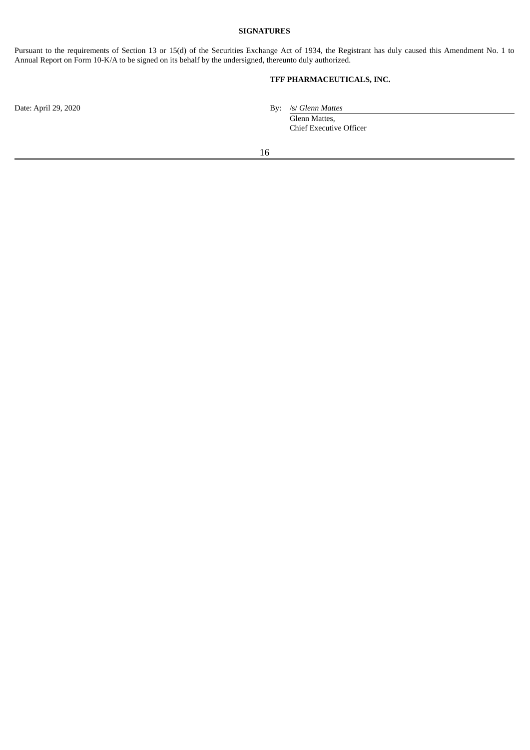**SIGNATURES**

Pursuant to the requirements of Section 13 or 15(d) of the Securities Exchange Act of 1934, the Registrant has duly caused this Amendment No. 1 to Annual Report on Form 10-K/A to be signed on its behalf by the undersigned, thereunto duly authorized.

**TFF PHARMACEUTICALS, INC.**

Date: April 29, 2020

By: /s/ *Glenn Mattes*
Glenn Mattes,
Chief Executive Officer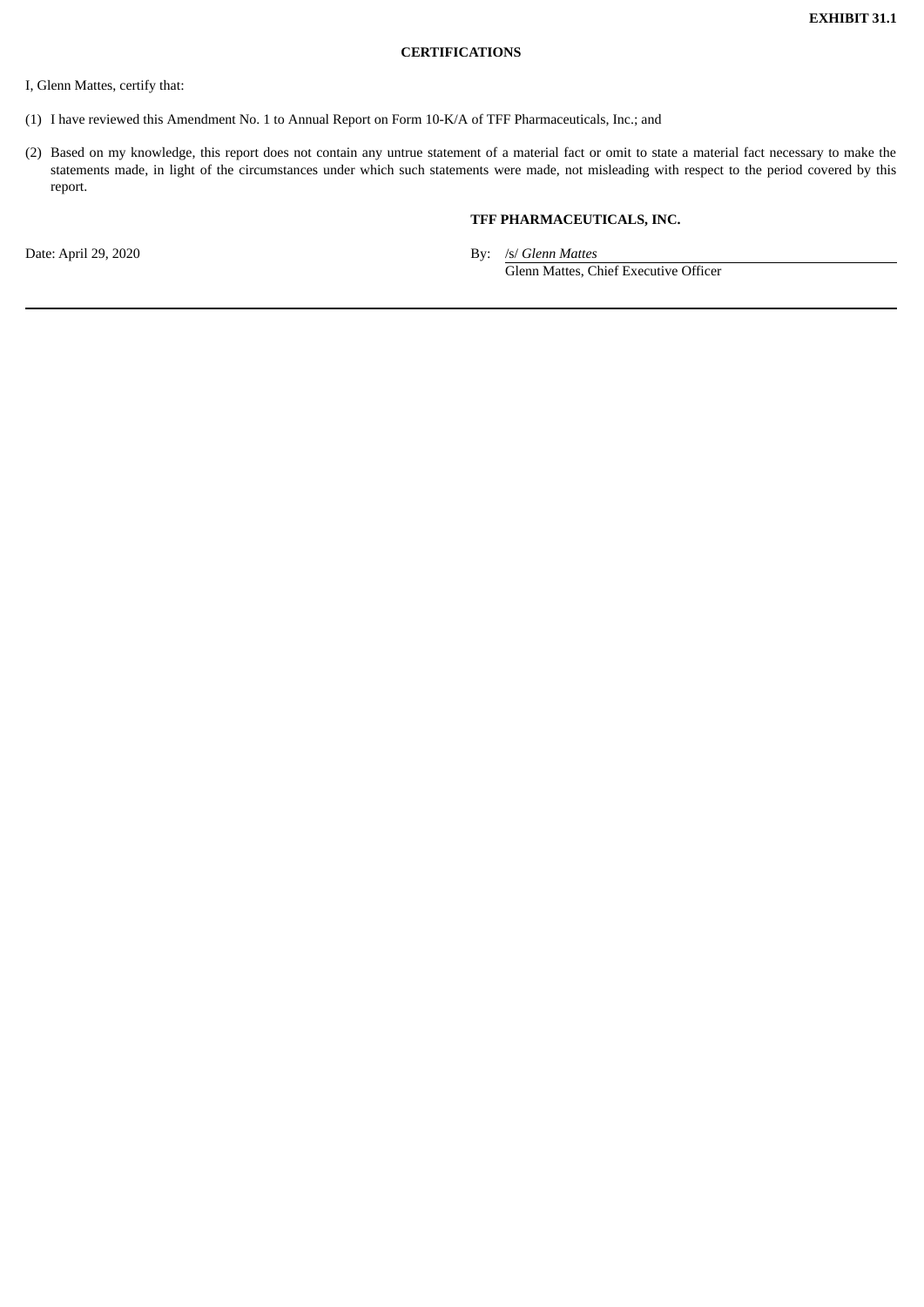**EXHIBIT 31.1**

**CERTIFICATIONS**

I, Glenn Mattes, certify that:

(1) I have reviewed this Amendment No. 1 to Annual Report on Form 10-K/A of TFF Pharmaceuticals, Inc.; and

(2) Based on my knowledge, this report does not contain any untrue statement of a material fact or omit to state a material fact necessary to make the statements made, in light of the circumstances under which such statements were made, not misleading with respect to the period covered by this report.

**TFF PHARMACEUTICALS, INC.**

Date: April 29, 2020

By: /s/ *Glenn Mattes*
Glenn Mattes, Chief Executive Officer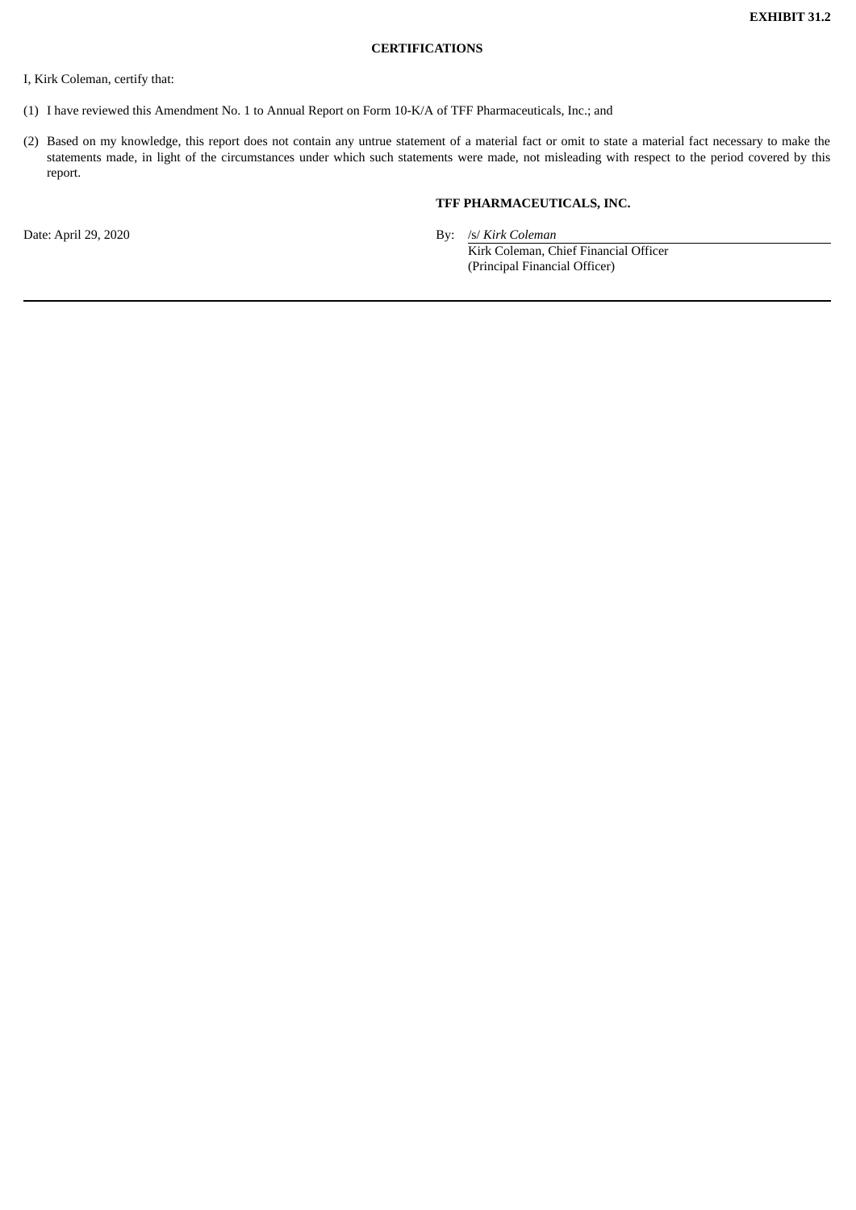**EXHIBIT 31.2**

**CERTIFICATIONS**

I, Kirk Coleman, certify that:

(1) I have reviewed this Amendment No. 1 to Annual Report on Form 10-K/A of TFF Pharmaceuticals, Inc.; and

(2) Based on my knowledge, this report does not contain any untrue statement of a material fact or omit to state a material fact necessary to make the statements made, in light of the circumstances under which such statements were made, not misleading with respect to the period covered by this report.

**TFF PHARMACEUTICALS, INC.**

Date: April 29, 2020

By: /s/ *Kirk Coleman*
Kirk Coleman, Chief Financial Officer
(Principal Financial Officer)